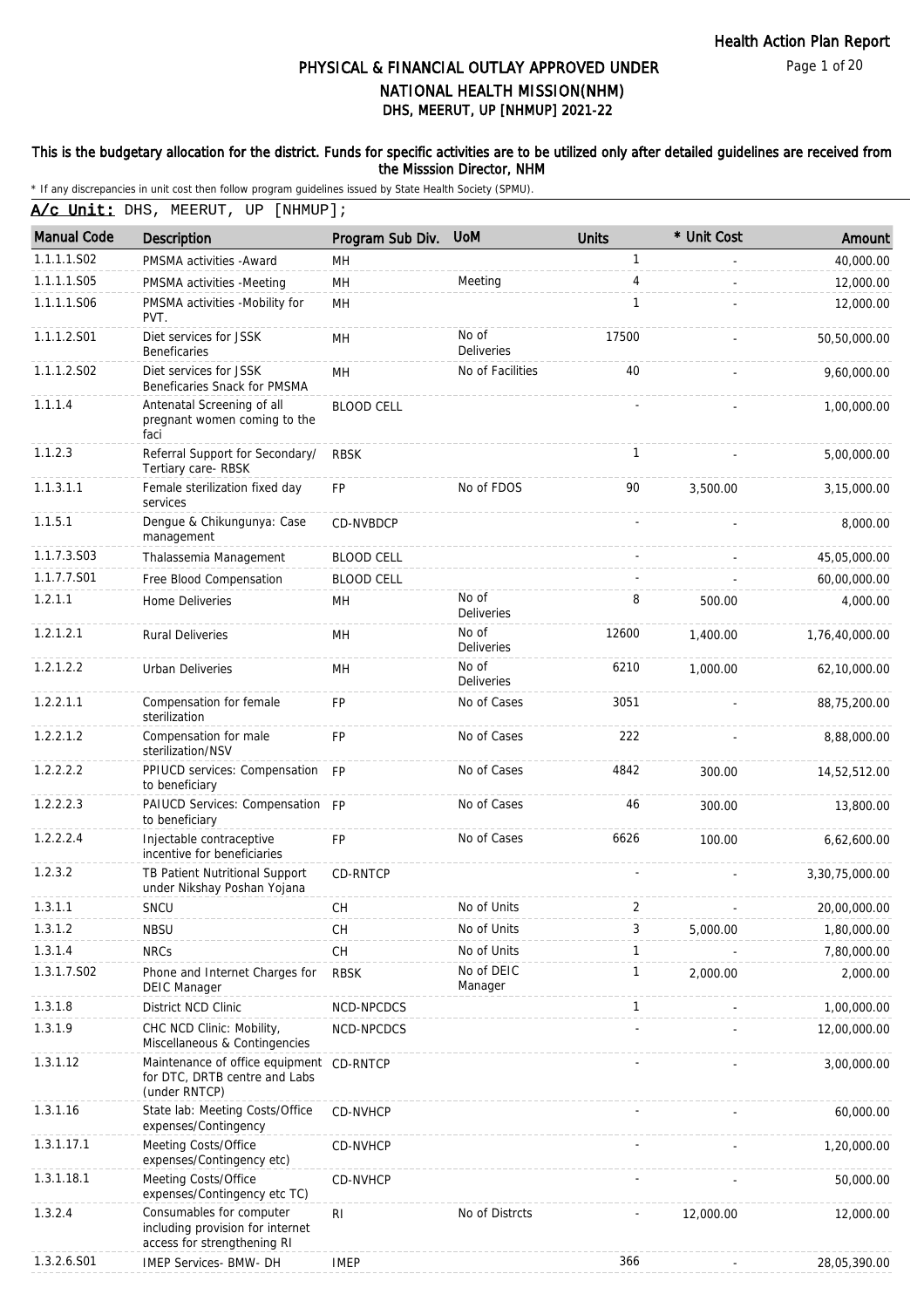# PHYSICAL & FINANCIAL OUTLAY APPROVED UNDER NATIONAL HEALTH MISSION(NHM)

## DHS, MEERUT, UP [NHMUP] 2021-22

**This is the budgetary allocation for the district. Funds for specific activities are to be utilized only after detailed guidelines are received from the Misssion Director, NHM**

* If any discrepancies in unit cost then follow program guidelines issued by State Health Society (SPMU).

**A/c Unit:** DHS, MEERUT, UP [NHMUP];

| Manual Code | Description | Program Sub Div. | UoM | Units | * Unit Cost | Amount |
|---|---|---|---|---|---|---|
| 1.1.1.1.S02 | PMSMA activities -Award | MH | | 1 | - | 40,000.00 |
| 1.1.1.1.S05 | PMSMA activities -Meeting | MH | Meeting | 4 | - | 12,000.00 |
| 1.1.1.1.S06 | PMSMA activities -Mobility for PVT. | MH | | 1 | - | 12,000.00 |
| 1.1.1.2.S01 | Diet services for JSSK Beneficaries | MH | No of Deliveries | 17500 | - | 50,50,000.00 |
| 1.1.1.2.S02 | Diet services for JSSK Beneficaries Snack for PMSMA | MH | No of Facilities | 40 | - | 9,60,000.00 |
| 1.1.1.4 | Antenatal Screening of all pregnant women coming to the faci | BLOOD CELL | | - | - | 1,00,000.00 |
| 1.1.2.3 | Referral Support for Secondary/ Tertiary care- RBSK | RBSK | | 1 | - | 5,00,000.00 |
| 1.1.3.1.1 | Female sterilization fixed day services | FP | No of FDOS | 90 | 3,500.00 | 3,15,000.00 |
| 1.1.5.1 | Dengue & Chikungunya: Case management | CD-NVBDCP | | - | - | 8,000.00 |
| 1.1.7.3.S03 | Thalassemia Management | BLOOD CELL | | - | - | 45,05,000.00 |
| 1.1.7.7.S01 | Free Blood Compensation | BLOOD CELL | | - | - | 60,00,000.00 |
| 1.2.1.1 | Home Deliveries | MH | No of Deliveries | 8 | 500.00 | 4,000.00 |
| 1.2.1.2.1 | Rural Deliveries | MH | No of Deliveries | 12600 | 1,400.00 | 1,76,40,000.00 |
| 1.2.1.2.2 | Urban Deliveries | MH | No of Deliveries | 6210 | 1,000.00 | 62,10,000.00 |
| 1.2.2.1.1 | Compensation for female sterilization | FP | No of Cases | 3051 | - | 88,75,200.00 |
| 1.2.2.1.2 | Compensation for male sterilization/NSV | FP | No of Cases | 222 | - | 8,88,000.00 |
| 1.2.2.2.2 | PPIUCD services: Compensation to beneficiary | FP | No of Cases | 4842 | 300.00 | 14,52,512.00 |
| 1.2.2.2.3 | PAIUCD Services: Compensation to beneficiary | FP | No of Cases | 46 | 300.00 | 13,800.00 |
| 1.2.2.2.4 | Injectable contraceptive incentive for beneficiaries | FP | No of Cases | 6626 | 100.00 | 6,62,600.00 |
| 1.2.3.2 | TB Patient Nutritional Support under Nikshay Poshan Yojana | CD-RNTCP | | - | - | 3,30,75,000.00 |
| 1.3.1.1 | SNCU | CH | No of Units | 2 | - | 20,00,000.00 |
| 1.3.1.2 | NBSU | CH | No of Units | 3 | 5,000.00 | 1,80,000.00 |
| 1.3.1.4 | NRCs | CH | No of Units | 1 | - | 7,80,000.00 |
| 1.3.1.7.S02 | Phone and Internet Charges for DEIC Manager | RBSK | No of DEIC Manager | 1 | 2,000.00 | 2,000.00 |
| 1.3.1.8 | District NCD Clinic | NCD-NPCDCS | | 1 | - | 1,00,000.00 |
| 1.3.1.9 | CHC NCD Clinic: Mobility, Miscellaneous & Contingencies | NCD-NPCDCS | | - | - | 12,00,000.00 |
| 1.3.1.12 | Maintenance of office equipment for DTC, DRTB centre and Labs (under RNTCP) | CD-RNTCP | | - | - | 3,00,000.00 |
| 1.3.1.16 | State lab: Meeting Costs/Office expenses/Contingency | CD-NVHCP | | - | - | 60,000.00 |
| 1.3.1.17.1 | Meeting Costs/Office expenses/Contingency etc) | CD-NVHCP | | - | - | 1,20,000.00 |
| 1.3.1.18.1 | Meeting Costs/Office expenses/Contingency etc TC) | CD-NVHCP | | - | - | 50,000.00 |
| 1.3.2.4 | Consumables for computer including provision for internet access for strengthening RI | RI | No of Distrcts | - | 12,000.00 | 12,000.00 |
| 1.3.2.6.S01 | IMEP Services- BMW- DH | IMEP | | 366 | - | 28,05,390.00 |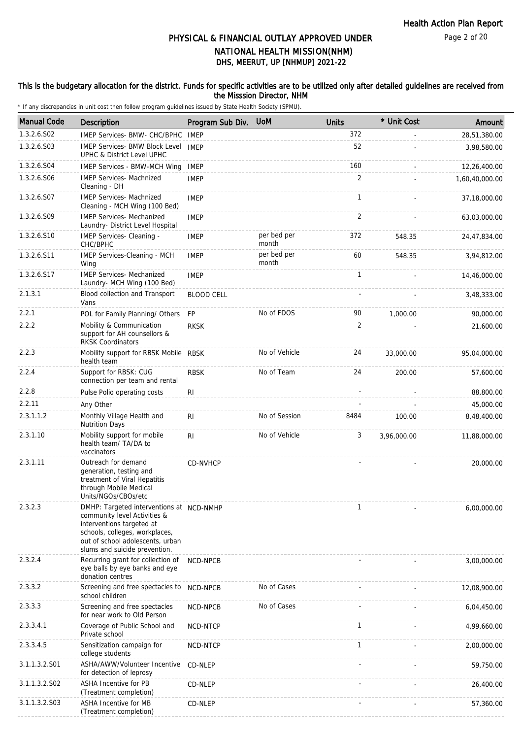# PHYSICAL & FINANCIAL OUTLAY APPROVED UNDER NATIONAL HEALTH MISSION(NHM)

## DHS, MEERUT, UP [NHMUP] 2021-22

### This is the budgetary allocation for the district. Funds for specific activities are to be utilized only after detailed guidelines are received from the Misssion Director, NHM

\* If any discrepancies in unit cost then follow program guidelines issued by State Health Society (SPMU).

| Manual Code | Description | Program Sub Div. | UoM | Units | * Unit Cost | Amount |
|---|---|---|---|---|---|---|
| 1.3.2.6.S02 | IMEP Services- BMW- CHC/BPHC | IMEP | | 372 | - | 28,51,380.00 |
| 1.3.2.6.S03 | IMEP Services- BMW Block Level UPHC & District Level UPHC | IMEP | | 52 | - | 3,98,580.00 |
| 1.3.2.6.S04 | IMEP Services - BMW-MCH Wing | IMEP | | 160 | - | 12,26,400.00 |
| 1.3.2.6.S06 | IMEP Services- Machnized Cleaning - DH | IMEP | | 2 | - | 1,60,40,000.00 |
| 1.3.2.6.S07 | IMEP Services- Machnized Cleaning - MCH Wing (100 Bed) | IMEP | | 1 | - | 37,18,000.00 |
| 1.3.2.6.S09 | IMEP Services- Mechanized Laundry- District Level Hospital | IMEP | | 2 | - | 63,03,000.00 |
| 1.3.2.6.S10 | IMEP Services- Cleaning - CHC/BPHC | IMEP | per bed per month | 372 | 548.35 | 24,47,834.00 |
| 1.3.2.6.S11 | IMEP Services-Cleaning - MCH Wing | IMEP | per bed per month | 60 | 548.35 | 3,94,812.00 |
| 1.3.2.6.S17 | IMEP Services- Mechanized Laundry- MCH Wing (100 Bed) | IMEP | | 1 | - | 14,46,000.00 |
| 2.1.3.1 | Blood collection and Transport Vans | BLOOD CELL | | - | - | 3,48,333.00 |
| 2.2.1 | POL for Family Planning/ Others | FP | No of FDOS | 90 | 1,000.00 | 90,000.00 |
| 2.2.2 | Mobility & Communication support for AH counsellors & RKSK Coordinators | RKSK | | 2 | - | 21,600.00 |
| 2.2.3 | Mobility support for RBSK Mobile health team | RBSK | No of Vehicle | 24 | 33,000.00 | 95,04,000.00 |
| 2.2.4 | Support for RBSK: CUG connection per team and rental | RBSK | No of Team | 24 | 200.00 | 57,600.00 |
| 2.2.8 | Pulse Polio operating costs | RI | | - | - | 88,800.00 |
| 2.2.11 | Any Other | | | - | - | 45,000.00 |
| 2.3.1.1.2 | Monthly Village Health and Nutrition Days | RI | No of Session | 8484 | 100.00 | 8,48,400.00 |
| 2.3.1.10 | Mobility support for mobile health team/ TA/DA to vaccinators | RI | No of Vehicle | 3 | 3,96,000.00 | 11,88,000.00 |
| 2.3.1.11 | Outreach for demand generation, testing and treatment of Viral Hepatitis through Mobile Medical Units/NGOs/CBOs/etc | CD-NVHCP | | - | - | 20,000.00 |
| 2.3.2.3 | DMHP: Targeted interventions at community level Activities & interventions targeted at schools, colleges, workplaces, out of school adolescents, urban slums and suicide prevention. | NCD-NMHP | | 1 | - | 6,00,000.00 |
| 2.3.2.4 | Recurring grant for collection of eye balls by eye banks and eye donation centres | NCD-NPCB | | - | - | 3,00,000.00 |
| 2.3.3.2 | Screening and free spectacles to school children | NCD-NPCB | No of Cases | - | - | 12,08,900.00 |
| 2.3.3.3 | Screening and free spectacles for near work to Old Person | NCD-NPCB | No of Cases | - | - | 6,04,450.00 |
| 2.3.3.4.1 | Coverage of Public School and Private school | NCD-NTCP | | 1 | - | 4,99,660.00 |
| 2.3.3.4.5 | Sensitization campaign for college students | NCD-NTCP | | 1 | - | 2,00,000.00 |
| 3.1.1.3.2.S01 | ASHA/AWW/Volunteer Incentive for detection of leprosy | CD-NLEP | | - | - | 59,750.00 |
| 3.1.1.3.2.S02 | ASHA Incentive for PB (Treatment completion) | CD-NLEP | | - | - | 26,400.00 |
| 3.1.1.3.2.S03 | ASHA Incentive for MB (Treatment completion) | CD-NLEP | | - | - | 57,360.00 |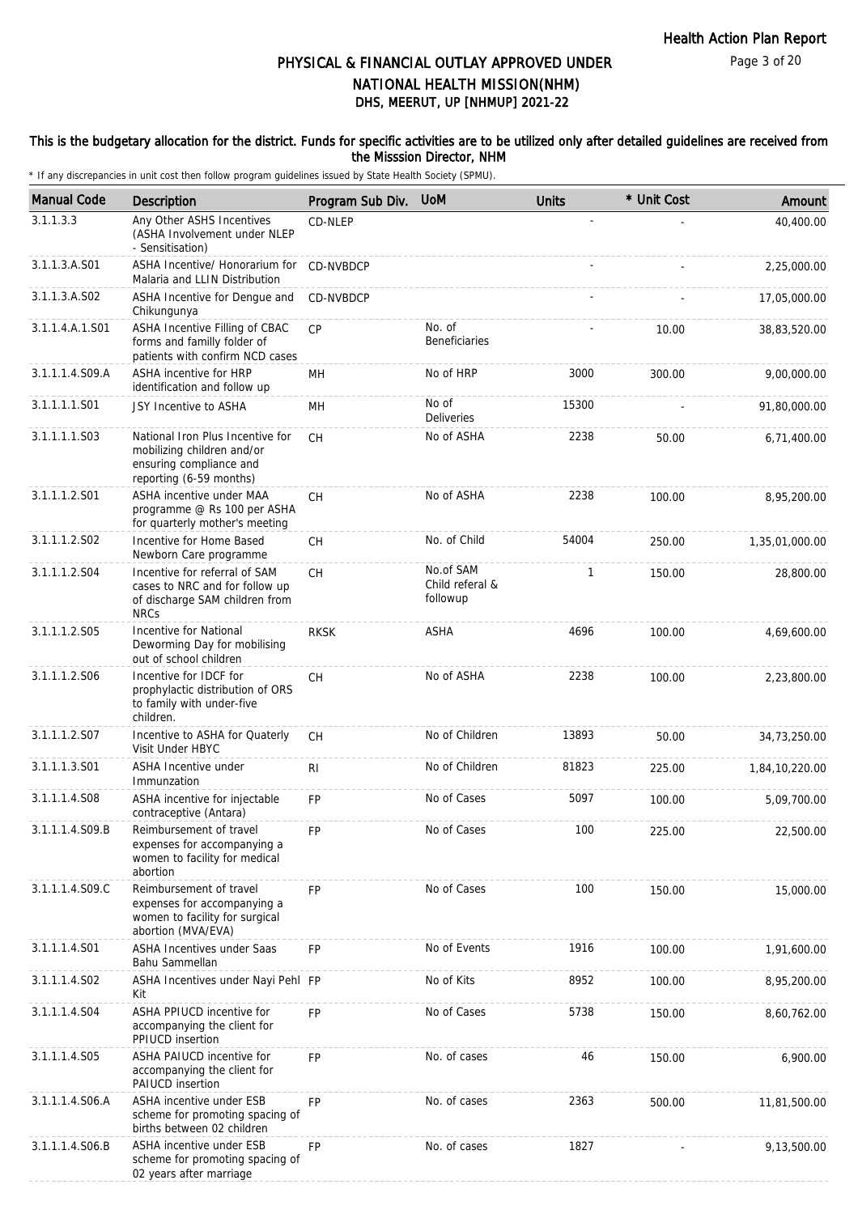# PHYSICAL & FINANCIAL OUTLAY APPROVED UNDER NATIONAL HEALTH MISSION(NHM)

## DHS, MEERUT, UP [NHMUP] 2021-22

**This is the budgetary allocation for the district. Funds for specific activities are to be utilized only after detailed guidelines are received from the Misssion Director, NHM**

\* If any discrepancies in unit cost then follow program guidelines issued by State Health Society (SPMU).

| Manual Code | Description | Program Sub Div. | UoM | Units | * Unit Cost | Amount |
|---|---|---|---|---|---|---|
| 3.1.1.3.3 | Any Other ASHS Incentives (ASHA Involvement under NLEP - Sensitisation) | CD-NLEP | | - | - | 40,400.00 |
| 3.1.1.3.A.S01 | ASHA Incentive/ Honorarium for Malaria and LLIN Distribution | CD-NVBDCP | | - | - | 2,25,000.00 |
| 3.1.1.3.A.S02 | ASHA Incentive for Dengue and Chikungunya | CD-NVBDCP | | - | - | 17,05,000.00 |
| 3.1.1.4.A.1.S01 | ASHA Incentive Filling of CBAC forms and familly folder of patients with confirm NCD cases | CP | No. of Beneficiaries | - | 10.00 | 38,83,520.00 |
| 3.1.1.1.4.S09.A | ASHA incentive for HRP identification and follow up | MH | No of HRP | 3000 | 300.00 | 9,00,000.00 |
| 3.1.1.1.1.S01 | JSY Incentive to ASHA | MH | No of Deliveries | 15300 | - | 91,80,000.00 |
| 3.1.1.1.1.S03 | National Iron Plus Incentive for mobilizing children and/or ensuring compliance and reporting (6-59 months) | CH | No of ASHA | 2238 | 50.00 | 6,71,400.00 |
| 3.1.1.1.2.S01 | ASHA incentive under MAA programme @ Rs 100 per ASHA for quarterly mother's meeting | CH | No of ASHA | 2238 | 100.00 | 8,95,200.00 |
| 3.1.1.1.2.S02 | Incentive for Home Based Newborn Care programme | CH | No. of Child | 54004 | 250.00 | 1,35,01,000.00 |
| 3.1.1.1.2.S04 | Incentive for referral of SAM cases to NRC and for follow up of discharge SAM children from NRCs | CH | No.of SAM Child referal & followup | 1 | 150.00 | 28,800.00 |
| 3.1.1.1.2.S05 | Incentive for National Deworming Day for mobilising out of school children | RKSK | ASHA | 4696 | 100.00 | 4,69,600.00 |
| 3.1.1.1.2.S06 | Incentive for IDCF for prophylactic distribution of ORS to family with under-five children. | CH | No of ASHA | 2238 | 100.00 | 2,23,800.00 |
| 3.1.1.1.2.S07 | Incentive to ASHA for Quaterly Visit Under HBYC | CH | No of Children | 13893 | 50.00 | 34,73,250.00 |
| 3.1.1.1.3.S01 | ASHA Incentive under Immunzation | RI | No of Children | 81823 | 225.00 | 1,84,10,220.00 |
| 3.1.1.1.4.S08 | ASHA incentive for injectable contraceptive (Antara) | FP | No of Cases | 5097 | 100.00 | 5,09,700.00 |
| 3.1.1.1.4.S09.B | Reimbursement of travel expenses for accompanying a women to facility for medical abortion | FP | No of Cases | 100 | 225.00 | 22,500.00 |
| 3.1.1.1.4.S09.C | Reimbursement of travel expenses for accompanying a women to facility for surgical abortion (MVA/EVA) | FP | No of Cases | 100 | 150.00 | 15,000.00 |
| 3.1.1.1.4.S01 | ASHA Incentives under Saas Bahu Sammellan | FP | No of Events | 1916 | 100.00 | 1,91,600.00 |
| 3.1.1.1.4.S02 | ASHA Incentives under Nayi Pehl Kit | FP | No of Kits | 8952 | 100.00 | 8,95,200.00 |
| 3.1.1.1.4.S04 | ASHA PPIUCD incentive for accompanying the client for PPIUCD insertion | FP | No of Cases | 5738 | 150.00 | 8,60,762.00 |
| 3.1.1.1.4.S05 | ASHA PAIUCD incentive for accompanying the client for PAIUCD insertion | FP | No. of cases | 46 | 150.00 | 6,900.00 |
| 3.1.1.1.4.S06.A | ASHA incentive under ESB scheme for promoting spacing of births between 02 children | FP | No. of cases | 2363 | 500.00 | 11,81,500.00 |
| 3.1.1.1.4.S06.B | ASHA incentive under ESB scheme for promoting spacing of 02 years after marriage | FP | No. of cases | 1827 | - | 9,13,500.00 |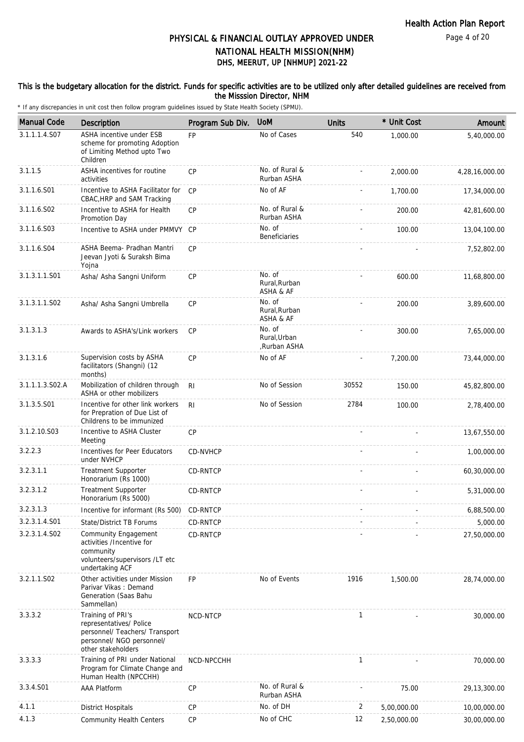# PHYSICAL & FINANCIAL OUTLAY APPROVED UNDER NATIONAL HEALTH MISSION(NHM)
## DHS, MEERUT, UP [NHMUP] 2021-22

**This is the budgetary allocation for the district. Funds for specific activities are to be utilized only after detailed guidelines are received from the Misssion Director, NHM**

* If any discrepancies in unit cost then follow program guidelines issued by State Health Society (SPMU).

| Manual Code | Description | Program Sub Div. | UoM | Units | * Unit Cost | Amount |
|---|---|---|---|---|---|---|
| 3.1.1.1.4.S07 | ASHA incentive under ESB scheme for promoting Adoption of Limiting Method upto Two Children | FP | No of Cases | 540 | 1,000.00 | 5,40,000.00 |
| 3.1.1.5 | ASHA incentives for routine activities | CP | No. of Rural & Rurban ASHA | - | 2,000.00 | 4,28,16,000.00 |
| 3.1.1.6.S01 | Incentive to ASHA Facilitator for CBAC,HRP and SAM Tracking | CP | No of AF | - | 1,700.00 | 17,34,000.00 |
| 3.1.1.6.S02 | Incentive to ASHA for Health Promotion Day | CP | No. of Rural & Rurban ASHA | - | 200.00 | 42,81,600.00 |
| 3.1.1.6.S03 | Incentive to ASHA under PMMVY | CP | No. of Beneficiaries | - | 100.00 | 13,04,100.00 |
| 3.1.1.6.S04 | ASHA Beema- Pradhan Mantri Jeevan Jyoti & Suraksh Bima Yojna | CP | | - | - | 7,52,802.00 |
| 3.1.3.1.1.S01 | Asha/ Asha Sangni Uniform | CP | No. of Rural,Rurban ASHA & AF | - | 600.00 | 11,68,800.00 |
| 3.1.3.1.1.S02 | Asha/ Asha Sangni Umbrella | CP | No. of Rural,Rurban ASHA & AF | - | 200.00 | 3,89,600.00 |
| 3.1.3.1.3 | Awards to ASHA's/Link workers | CP | No. of Rural,Urban ,Rurban ASHA | - | 300.00 | 7,65,000.00 |
| 3.1.3.1.6 | Supervision costs by ASHA facilitators (Shangni) (12 months) | CP | No of AF | - | 7,200.00 | 73,44,000.00 |
| 3.1.1.1.3.S02.A | Mobilization of children through ASHA or other mobilizers | RI | No of Session | 30552 | 150.00 | 45,82,800.00 |
| 3.1.3.5.S01 | Incentive for other link workers for Prepration of Due List of Childrens to be immunized | RI | No of Session | 2784 | 100.00 | 2,78,400.00 |
| 3.1.2.10.S03 | Incentive to ASHA Cluster Meeting | CP | | - | - | 13,67,550.00 |
| 3.2.2.3 | Incentives for Peer Educators under NVHCP | CD-NVHCP | | - | - | 1,00,000.00 |
| 3.2.3.1.1 | Treatment Supporter Honorarium (Rs 1000) | CD-RNTCP | | - | - | 60,30,000.00 |
| 3.2.3.1.2 | Treatment Supporter Honorarium (Rs 5000) | CD-RNTCP | | - | - | 5,31,000.00 |
| 3.2.3.1.3 | Incentive for informant (Rs 500) | CD-RNTCP | | - | - | 6,88,500.00 |
| 3.2.3.1.4.S01 | State/District TB Forums | CD-RNTCP | | - | - | 5,000.00 |
| 3.2.3.1.4.S02 | Community Engagement activities /Incentive for community volunteers/supervisors /LT etc undertaking ACF | CD-RNTCP | | - | - | 27,50,000.00 |
| 3.2.1.1.S02 | Other activities under Mission Parivar Vikas : Demand Generation (Saas Bahu Sammellan) | FP | No of Events | 1916 | 1,500.00 | 28,74,000.00 |
| 3.3.3.2 | Training of PRI's representatives/ Police personnel/ Teachers/ Transport personnel/ NGO personnel/ other stakeholders | NCD-NTCP | | 1 | - | 30,000.00 |
| 3.3.3.3 | Training of PRI under National Program for Climate Change and Human Health (NPCCHH) | NCD-NPCCHH | | 1 | - | 70,000.00 |
| 3.3.4.S01 | AAA Platform | CP | No. of Rural & Rurban ASHA | - | 75.00 | 29,13,300.00 |
| 4.1.1 | District Hospitals | CP | No. of DH | 2 | 5,00,000.00 | 10,00,000.00 |
| 4.1.3 | Community Health Centers | CP | No of CHC | 12 | 2,50,000.00 | 30,00,000.00 |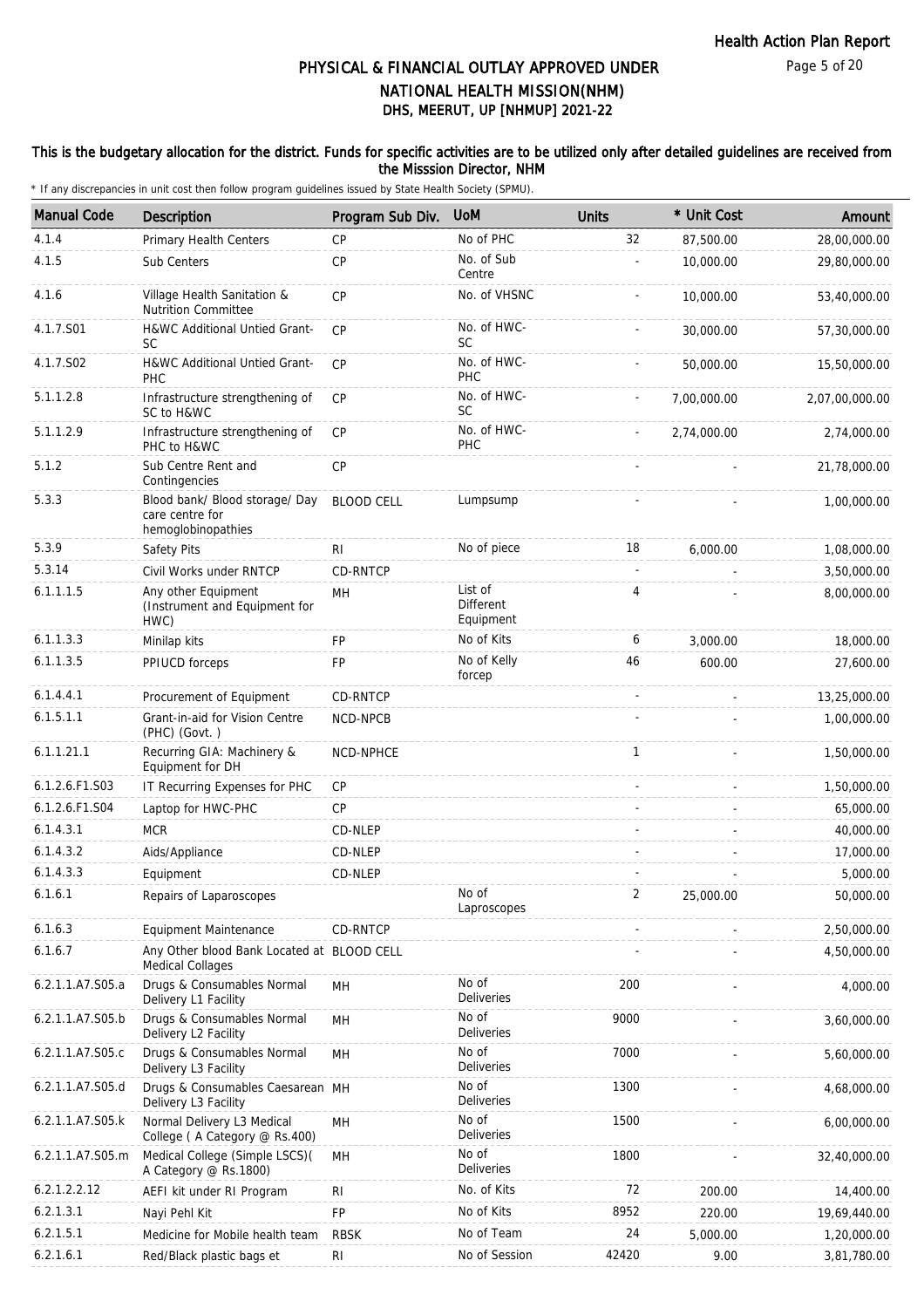# PHYSICAL & FINANCIAL OUTLAY APPROVED UNDER NATIONAL HEALTH MISSION(NHM)

## DHS, MEERUT, UP [NHMUP] 2021-22

**This is the budgetary allocation for the district. Funds for specific activities are to be utilized only after detailed guidelines are received from the Misssion Director, NHM**

\* If any discrepancies in unit cost then follow program guidelines issued by State Health Society (SPMU).

| Manual Code | Description | Program Sub Div. | UoM | Units | * Unit Cost | Amount |
|---|---|---|---|---|---|---|
| 4.1.4 | Primary Health Centers | CP | No of PHC | 32 | 87,500.00 | 28,00,000.00 |
| 4.1.5 | Sub Centers | CP | No. of Sub Centre | - | 10,000.00 | 29,80,000.00 |
| 4.1.6 | Village Health Sanitation & Nutrition Committee | CP | No. of VHSNC | - | 10,000.00 | 53,40,000.00 |
| 4.1.7.S01 | H&WC Additional Untied Grant-SC | CP | No. of HWC-SC | - | 30,000.00 | 57,30,000.00 |
| 4.1.7.S02 | H&WC Additional Untied Grant-PHC | CP | No. of HWC-PHC | - | 50,000.00 | 15,50,000.00 |
| 5.1.1.2.8 | Infrastructure strengthening of SC to H&WC | CP | No. of HWC-SC | - | 7,00,000.00 | 2,07,00,000.00 |
| 5.1.1.2.9 | Infrastructure strengthening of PHC to H&WC | CP | No. of HWC-PHC | - | 2,74,000.00 | 2,74,000.00 |
| 5.1.2 | Sub Centre Rent and Contingencies | CP | | - | - | 21,78,000.00 |
| 5.3.3 | Blood bank/ Blood storage/ Day care centre for hemoglobinopathies | BLOOD CELL | Lumpsump | - | - | 1,00,000.00 |
| 5.3.9 | Safety Pits | RI | No of piece | 18 | 6,000.00 | 1,08,000.00 |
| 5.3.14 | Civil Works under RNTCP | CD-RNTCP | | - | - | 3,50,000.00 |
| 6.1.1.1.5 | Any other Equipment (Instrument and Equipment for HWC) | MH | List of Different Equipment | 4 | - | 8,00,000.00 |
| 6.1.1.3.3 | Minilap kits | FP | No of Kits | 6 | 3,000.00 | 18,000.00 |
| 6.1.1.3.5 | PPIUCD forceps | FP | No of Kelly forcep | 46 | 600.00 | 27,600.00 |
| 6.1.4.4.1 | Procurement of Equipment | CD-RNTCP | | - | - | 13,25,000.00 |
| 6.1.5.1.1 | Grant-in-aid for Vision Centre (PHC) (Govt. ) | NCD-NPCB | | - | - | 1,00,000.00 |
| 6.1.1.21.1 | Recurring GIA: Machinery & Equipment for DH | NCD-NPHCE | | 1 | - | 1,50,000.00 |
| 6.1.2.6.F1.S03 | IT Recurring Expenses for PHC | CP | | - | - | 1,50,000.00 |
| 6.1.2.6.F1.S04 | Laptop for HWC-PHC | CP | | - | - | 65,000.00 |
| 6.1.4.3.1 | MCR | CD-NLEP | | - | - | 40,000.00 |
| 6.1.4.3.2 | Aids/Appliance | CD-NLEP | | - | - | 17,000.00 |
| 6.1.4.3.3 | Equipment | CD-NLEP | | - | - | 5,000.00 |
| 6.1.6.1 | Repairs of Laparoscopes | | No of Laproscopes | 2 | 25,000.00 | 50,000.00 |
| 6.1.6.3 | Equipment Maintenance | CD-RNTCP | | - | - | 2,50,000.00 |
| 6.1.6.7 | Any Other blood Bank Located at Medical Collages | BLOOD CELL | | - | - | 4,50,000.00 |
| 6.2.1.1.A7.S05.a | Drugs & Consumables Normal Delivery L1 Facility | MH | No of Deliveries | 200 | - | 4,000.00 |
| 6.2.1.1.A7.S05.b | Drugs & Consumables Normal Delivery L2 Facility | MH | No of Deliveries | 9000 | - | 3,60,000.00 |
| 6.2.1.1.A7.S05.c | Drugs & Consumables Normal Delivery L3 Facility | MH | No of Deliveries | 7000 | - | 5,60,000.00 |
| 6.2.1.1.A7.S05.d | Drugs & Consumables Caesarean Delivery L3 Facility | MH | No of Deliveries | 1300 | - | 4,68,000.00 |
| 6.2.1.1.A7.S05.k | Normal Delivery L3 Medical College ( A Category @ Rs.400) | MH | No of Deliveries | 1500 | - | 6,00,000.00 |
| 6.2.1.1.A7.S05.m | Medical College (Simple LSCS)( A Category @ Rs.1800) | MH | No of Deliveries | 1800 | - | 32,40,000.00 |
| 6.2.1.2.2.12 | AEFI kit under RI Program | RI | No. of Kits | 72 | 200.00 | 14,400.00 |
| 6.2.1.3.1 | Nayi Pehl Kit | FP | No of Kits | 8952 | 220.00 | 19,69,440.00 |
| 6.2.1.5.1 | Medicine for Mobile health team | RBSK | No of Team | 24 | 5,000.00 | 1,20,000.00 |
| 6.2.1.6.1 | Red/Black plastic bags et | RI | No of Session | 42420 | 9.00 | 3,81,780.00 |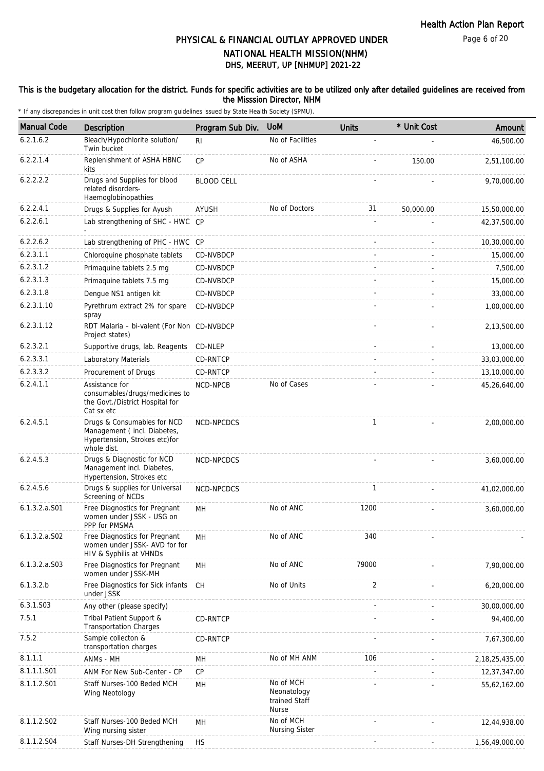# PHYSICAL & FINANCIAL OUTLAY APPROVED UNDER NATIONAL HEALTH MISSION(NHM)

## DHS, MEERUT, UP [NHMUP] 2021-22

**This is the budgetary allocation for the district. Funds for specific activities are to be utilized only after detailed guidelines are received from the Misssion Director, NHM**

\* If any discrepancies in unit cost then follow program guidelines issued by State Health Society (SPMU).

| Manual Code | Description | Program Sub Div. | UoM | Units | * Unit Cost | Amount |
|---|---|---|---|---|---|---|
| 6.2.1.6.2 | Bleach/Hypochlorite solution/ Twin bucket | RI | No of Facilities | - | - | 46,500.00 |
| 6.2.2.1.4 | Replenishment of ASHA HBNC kits | CP | No of ASHA | - | 150.00 | 2,51,100.00 |
| 6.2.2.2.2 | Drugs and Supplies for blood related disorders- Haemoglobinopathies | BLOOD CELL | | - | - | 9,70,000.00 |
| 6.2.2.4.1 | Drugs & Supplies for Ayush | AYUSH | No of Doctors | 31 | 50,000.00 | 15,50,000.00 |
| 6.2.2.6.1 | Lab strengthening of SHC - HWC - | CP | | - | - | 42,37,500.00 |
| 6.2.2.6.2 | Lab strengthening of PHC - HWC | CP | | - | - | 10,30,000.00 |
| 6.2.3.1.1 | Chloroquine phosphate tablets | CD-NVBDCP | | - | - | 15,000.00 |
| 6.2.3.1.2 | Primaquine tablets 2.5 mg | CD-NVBDCP | | - | - | 7,500.00 |
| 6.2.3.1.3 | Primaquine tablets 7.5 mg | CD-NVBDCP | | - | - | 15,000.00 |
| 6.2.3.1.8 | Dengue NS1 antigen kit | CD-NVBDCP | | - | - | 33,000.00 |
| 6.2.3.1.10 | Pyrethrum extract 2% for spare spray | CD-NVBDCP | | - | - | 1,00,000.00 |
| 6.2.3.1.12 | RDT Malaria – bi-valent (For Non Project states) | CD-NVBDCP | | - | - | 2,13,500.00 |
| 6.2.3.2.1 | Supportive drugs, lab. Reagents | CD-NLEP | | - | - | 13,000.00 |
| 6.2.3.3.1 | Laboratory Materials | CD-RNTCP | | - | - | 33,03,000.00 |
| 6.2.3.3.2 | Procurement of Drugs | CD-RNTCP | | - | - | 13,10,000.00 |
| 6.2.4.1.1 | Assistance for consumables/drugs/medicines to the Govt./District Hospital for Cat sx etc | NCD-NPCB | No of Cases | - | - | 45,26,640.00 |
| 6.2.4.5.1 | Drugs & Consumables for NCD Management ( incl. Diabetes, Hypertension, Strokes etc)for whole dist. | NCD-NPCDCS | | 1 | - | 2,00,000.00 |
| 6.2.4.5.3 | Drugs & Diagnostic for NCD Management incl. Diabetes, Hypertension, Strokes etc | NCD-NPCDCS | | - | - | 3,60,000.00 |
| 6.2.4.5.6 | Drugs & supplies for Universal Screening of NCDs | NCD-NPCDCS | | 1 | - | 41,02,000.00 |
| 6.1.3.2.a.S01 | Free Diagnostics for Pregnant women under JSSK - USG on PPP for PMSMA | MH | No of ANC | 1200 | - | 3,60,000.00 |
| 6.1.3.2.a.S02 | Free Diagnostics for Pregnant women under JSSK- AVD for for HIV & Syphilis at VHNDs | MH | No of ANC | 340 | - | - |
| 6.1.3.2.a.S03 | Free Diagnostics for Pregnant women under JSSK-MH | MH | No of ANC | 79000 | - | 7,90,000.00 |
| 6.1.3.2.b | Free Diagnostics for Sick infants under JSSK | CH | No of Units | 2 | - | 6,20,000.00 |
| 6.3.1.S03 | Any other (please specify) | | | - | - | 30,00,000.00 |
| 7.5.1 | Tribal Patient Support & Transportation Charges | CD-RNTCP | | - | - | 94,400.00 |
| 7.5.2 | Sample collecton & transportation charges | CD-RNTCP | | - | - | 7,67,300.00 |
| 8.1.1.1 | ANMs - MH | MH | No of MH ANM | 106 | - | 2,18,25,435.00 |
| 8.1.1.1.S01 | ANM For New Sub-Center - CP | CP | | - | - | 12,37,347.00 |
| 8.1.1.2.S01 | Staff Nurses-100 Beded MCH Wing Neotology | MH | No of MCH Neonatology trained Staff Nurse | - | - | 55,62,162.00 |
| 8.1.1.2.S02 | Staff Nurses-100 Beded MCH Wing nursing sister | MH | No of MCH Nursing Sister | - | - | 12,44,938.00 |
| 8.1.1.2.S04 | Staff Nurses-DH Strengthening | HS | | - | - | 1,56,49,000.00 |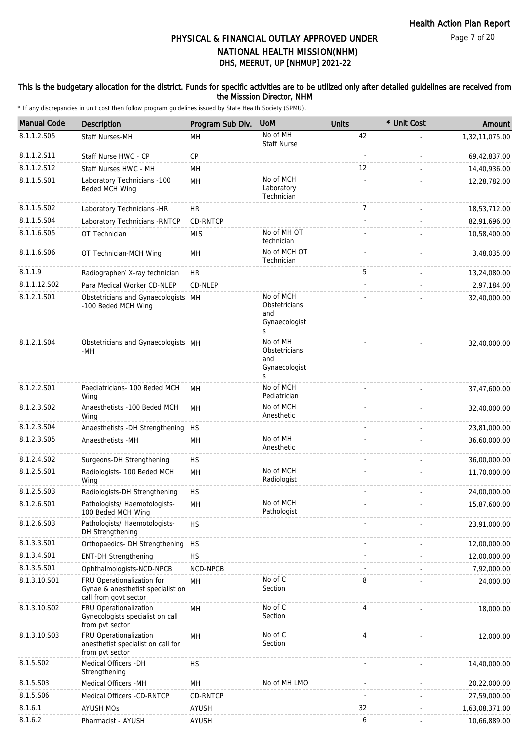# PHYSICAL & FINANCIAL OUTLAY APPROVED UNDER NATIONAL HEALTH MISSION(NHM)

## DHS, MEERUT, UP [NHMUP] 2021-22

**This is the budgetary allocation for the district. Funds for specific activities are to be utilized only after detailed guidelines are received from the Misssion Director, NHM**

\* If any discrepancies in unit cost then follow program guidelines issued by State Health Society (SPMU).

| Manual Code | Description | Program Sub Div. | UoM | Units | * Unit Cost | Amount |
|---|---|---|---|---|---|---|
| 8.1.1.2.S05 | Staff Nurses-MH | MH | No of MH Staff Nurse | 42 | - | 1,32,11,075.00 |
| 8.1.1.2.S11 | Staff Nurse HWC - CP | CP | | - | - | 69,42,837.00 |
| 8.1.1.2.S12 | Staff Nurses HWC - MH | MH | | 12 | - | 14,40,936.00 |
| 8.1.1.5.S01 | Laboratory Technicians -100 Beded MCH Wing | MH | No of MCH Laboratory Technician | - | - | 12,28,782.00 |
| 8.1.1.5.S02 | Laboratory Technicians -HR | HR | | 7 | - | 18,53,712.00 |
| 8.1.1.5.S04 | Laboratory Technicians -RNTCP | CD-RNTCP | | - | - | 82,91,696.00 |
| 8.1.1.6.S05 | OT Technician | MIS | No of MH OT technician | - | - | 10,58,400.00 |
| 8.1.1.6.S06 | OT Technician-MCH Wing | MH | No of MCH OT Technician | - | - | 3,48,035.00 |
| 8.1.1.9 | Radiographer/ X-ray technician | HR | | 5 | - | 13,24,080.00 |
| 8.1.1.12.S02 | Para Medical Worker CD-NLEP | CD-NLEP | | - | - | 2,97,184.00 |
| 8.1.2.1.S01 | Obstetricians and Gynaecologists -100 Beded MCH Wing | MH | No of MCH Obstetricians and Gynaecologists | - | - | 32,40,000.00 |
| 8.1.2.1.S04 | Obstetricians and Gynaecologists -MH | MH | No of MH Obstetricians and Gynaecologists | - | - | 32,40,000.00 |
| 8.1.2.2.S01 | Paediatricians- 100 Beded MCH Wing | MH | No of MCH Pediatrician | - | - | 37,47,600.00 |
| 8.1.2.3.S02 | Anaesthetists -100 Beded MCH Wing | MH | No of MCH Anesthetic | - | - | 32,40,000.00 |
| 8.1.2.3.S04 | Anaesthetists -DH Strengthening | HS | | - | - | 23,81,000.00 |
| 8.1.2.3.S05 | Anaesthetists -MH | MH | No of MH Anesthetic | - | - | 36,60,000.00 |
| 8.1.2.4.S02 | Surgeons-DH Strengthening | HS | | - | - | 36,00,000.00 |
| 8.1.2.5.S01 | Radiologists- 100 Beded MCH Wing | MH | No of MCH Radiologist | - | - | 11,70,000.00 |
| 8.1.2.5.S03 | Radiologists-DH Strengthening | HS | | - | - | 24,00,000.00 |
| 8.1.2.6.S01 | Pathologists/ Haemotologists-100 Beded MCH Wing | MH | No of MCH Pathologist | - | - | 15,87,600.00 |
| 8.1.2.6.S03 | Pathologists/ Haemotologists-DH Strengthening | HS | | - | - | 23,91,000.00 |
| 8.1.3.3.S01 | Orthopaedics- DH Strengthening | HS | | - | - | 12,00,000.00 |
| 8.1.3.4.S01 | ENT-DH Strengthening | HS | | - | - | 12,00,000.00 |
| 8.1.3.5.S01 | Ophthalmologists-NCD-NPCB | NCD-NPCB | | - | - | 7,92,000.00 |
| 8.1.3.10.S01 | FRU Operationalization for Gynae & anesthetist specialist on call from govt sector | MH | No of C Section | 8 | - | 24,000.00 |
| 8.1.3.10.S02 | FRU Operationalization Gynecologists specialist on call from pvt sector | MH | No of C Section | 4 | - | 18,000.00 |
| 8.1.3.10.S03 | FRU Operationalization anesthetist specialist on call for from pvt sector | MH | No of C Section | 4 | - | 12,000.00 |
| 8.1.5.S02 | Medical Officers -DH Strengthening | HS | | - | - | 14,40,000.00 |
| 8.1.5.S03 | Medical Officers -MH | MH | No of MH LMO | - | - | 20,22,000.00 |
| 8.1.5.S06 | Medical Officers -CD-RNTCP | CD-RNTCP | | - | - | 27,59,000.00 |
| 8.1.6.1 | AYUSH MOs | AYUSH | | 32 | - | 1,63,08,371.00 |
| 8.1.6.2 | Pharmacist - AYUSH | AYUSH | | 6 | - | 10,66,889.00 |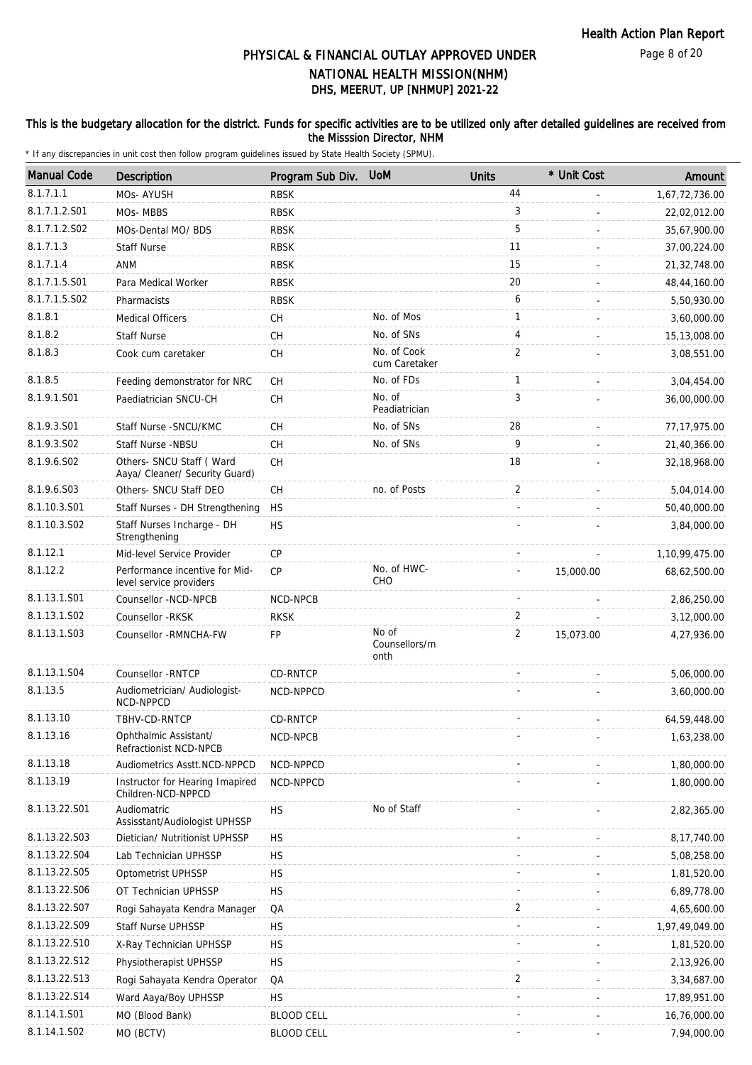# PHYSICAL & FINANCIAL OUTLAY APPROVED UNDER NATIONAL HEALTH MISSION(NHM)

## DHS, MEERUT, UP [NHMUP] 2021-22

**This is the budgetary allocation for the district. Funds for specific activities are to be utilized only after detailed guidelines are received from the Misssion Director, NHM**

\* If any discrepancies in unit cost then follow program guidelines issued by State Health Society (SPMU).

| Manual Code | Description | Program Sub Div. | UoM | Units | * Unit Cost | Amount |
|---|---|---|---|---|---|---|
| 8.1.7.1.1 | MOs- AYUSH | RBSK | | 44 | - | 1,67,72,736.00 |
| 8.1.7.1.2.S01 | MOs- MBBS | RBSK | | 3 | - | 22,02,012.00 |
| 8.1.7.1.2.S02 | MOs-Dental MO/ BDS | RBSK | | 5 | - | 35,67,900.00 |
| 8.1.7.1.3 | Staff Nurse | RBSK | | 11 | - | 37,00,224.00 |
| 8.1.7.1.4 | ANM | RBSK | | 15 | - | 21,32,748.00 |
| 8.1.7.1.5.S01 | Para Medical Worker | RBSK | | 20 | - | 48,44,160.00 |
| 8.1.7.1.5.S02 | Pharmacists | RBSK | | 6 | - | 5,50,930.00 |
| 8.1.8.1 | Medical Officers | CH | No. of Mos | 1 | - | 3,60,000.00 |
| 8.1.8.2 | Staff Nurse | CH | No. of SNs | 4 | - | 15,13,008.00 |
| 8.1.8.3 | Cook cum caretaker | CH | No. of Cook cum Caretaker | 2 | - | 3,08,551.00 |
| 8.1.8.5 | Feeding demonstrator for NRC | CH | No. of FDs | 1 | - | 3,04,454.00 |
| 8.1.9.1.S01 | Paediatrician SNCU-CH | CH | No. of Peadiatrician | 3 | - | 36,00,000.00 |
| 8.1.9.3.S01 | Staff Nurse -SNCU/KMC | CH | No. of SNs | 28 | - | 77,17,975.00 |
| 8.1.9.3.S02 | Staff Nurse -NBSU | CH | No. of SNs | 9 | - | 21,40,366.00 |
| 8.1.9.6.S02 | Others- SNCU Staff ( Ward Aaya/ Cleaner/ Security Guard) | CH | | 18 | - | 32,18,968.00 |
| 8.1.9.6.S03 | Others- SNCU Staff DEO | CH | no. of Posts | 2 | - | 5,04,014.00 |
| 8.1.10.3.S01 | Staff Nurses - DH Strengthening | HS | | - | - | 50,40,000.00 |
| 8.1.10.3.S02 | Staff Nurses Incharge - DH Strengthening | HS | | - | - | 3,84,000.00 |
| 8.1.12.1 | Mid-level Service Provider | CP | | - | - | 1,10,99,475.00 |
| 8.1.12.2 | Performance incentive for Mid-level service providers | CP | No. of HWC-CHO | - | 15,000.00 | 68,62,500.00 |
| 8.1.13.1.S01 | Counsellor -NCD-NPCB | NCD-NPCB | | - | - | 2,86,250.00 |
| 8.1.13.1.S02 | Counsellor -RKSK | RKSK | | 2 | - | 3,12,000.00 |
| 8.1.13.1.S03 | Counsellor -RMNCHA-FW | FP | No of Counsellors/month | 2 | 15,073.00 | 4,27,936.00 |
| 8.1.13.1.S04 | Counsellor -RNTCP | CD-RNTCP | | - | - | 5,06,000.00 |
| 8.1.13.5 | Audiometrician/ Audiologist-NCD-NPPCD | NCD-NPPCD | | - | - | 3,60,000.00 |
| 8.1.13.10 | TBHV-CD-RNTCP | CD-RNTCP | | - | - | 64,59,448.00 |
| 8.1.13.16 | Ophthalmic Assistant/ Refractionist NCD-NPCB | NCD-NPCB | | - | - | 1,63,238.00 |
| 8.1.13.18 | Audiometrics Asstt.NCD-NPPCD | NCD-NPPCD | | - | - | 1,80,000.00 |
| 8.1.13.19 | Instructor for Hearing Imapired Children-NCD-NPPCD | NCD-NPPCD | | - | - | 1,80,000.00 |
| 8.1.13.22.S01 | Audiomatric Assisstant/Audiologist UPHSSP | HS | No of Staff | - | - | 2,82,365.00 |
| 8.1.13.22.S03 | Dietician/ Nutritionist UPHSSP | HS | | - | - | 8,17,740.00 |
| 8.1.13.22.S04 | Lab Technician UPHSSP | HS | | - | - | 5,08,258.00 |
| 8.1.13.22.S05 | Optometrist UPHSSP | HS | | - | - | 1,81,520.00 |
| 8.1.13.22.S06 | OT Technician UPHSSP | HS | | - | - | 6,89,778.00 |
| 8.1.13.22.S07 | Rogi Sahayata Kendra Manager | QA | | 2 | - | 4,65,600.00 |
| 8.1.13.22.S09 | Staff Nurse UPHSSP | HS | | - | - | 1,97,49,049.00 |
| 8.1.13.22.S10 | X-Ray Technician UPHSSP | HS | | - | - | 1,81,520.00 |
| 8.1.13.22.S12 | Physiotherapist UPHSSP | HS | | - | - | 2,13,926.00 |
| 8.1.13.22.S13 | Rogi Sahayata Kendra Operator | QA | | 2 | - | 3,34,687.00 |
| 8.1.13.22.S14 | Ward Aaya/Boy UPHSSP | HS | | - | - | 17,89,951.00 |
| 8.1.14.1.S01 | MO (Blood Bank) | BLOOD CELL | | - | - | 16,76,000.00 |
| 8.1.14.1.S02 | MO (BCTV) | BLOOD CELL | | - | - | 7,94,000.00 |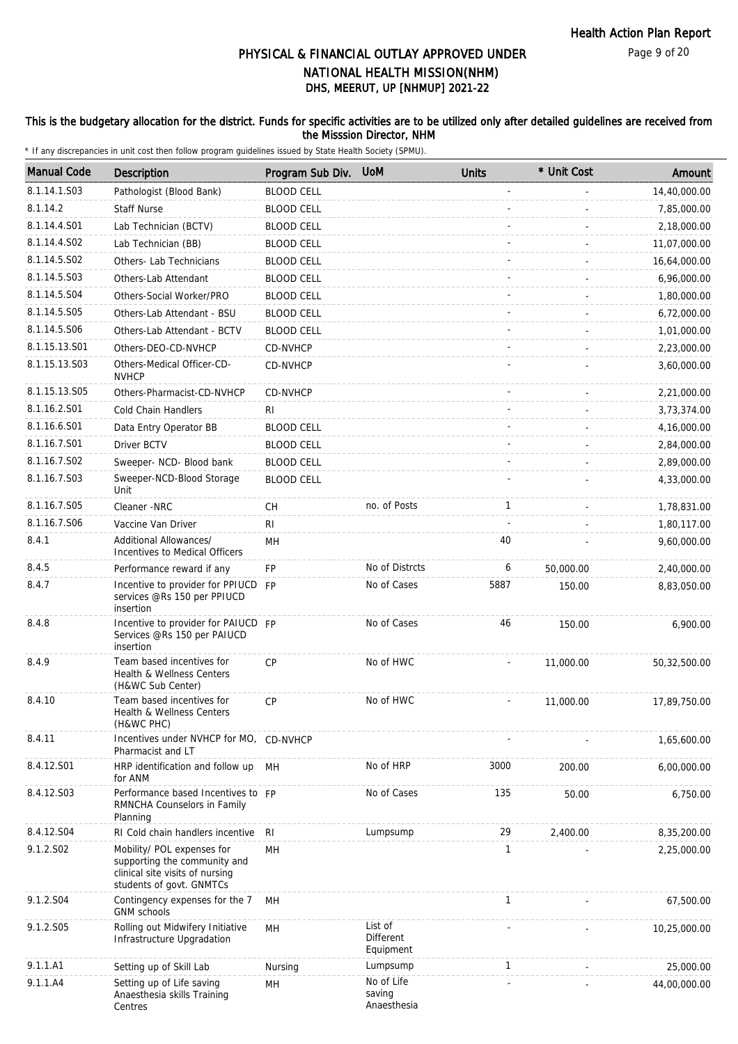# PHYSICAL & FINANCIAL OUTLAY APPROVED UNDER NATIONAL HEALTH MISSION(NHM)
## DHS, MEERUT, UP [NHMUP] 2021-22

**This is the budgetary allocation for the district. Funds for specific activities are to be utilized only after detailed guidelines are received from the Misssion Director, NHM**

* If any discrepancies in unit cost then follow program guidelines issued by State Health Society (SPMU).

| Manual Code | Description | Program Sub Div. | UoM | Units | * Unit Cost | Amount |
|---|---|---|---|---|---|---|
| 8.1.14.1.S03 | Pathologist (Blood Bank) | BLOOD CELL | | - | - | 14,40,000.00 |
| 8.1.14.2 | Staff Nurse | BLOOD CELL | | - | - | 7,85,000.00 |
| 8.1.14.4.S01 | Lab Technician (BCTV) | BLOOD CELL | | - | - | 2,18,000.00 |
| 8.1.14.4.S02 | Lab Technician (BB) | BLOOD CELL | | - | - | 11,07,000.00 |
| 8.1.14.5.S02 | Others- Lab Technicians | BLOOD CELL | | - | - | 16,64,000.00 |
| 8.1.14.5.S03 | Others-Lab Attendant | BLOOD CELL | | - | - | 6,96,000.00 |
| 8.1.14.5.S04 | Others-Social Worker/PRO | BLOOD CELL | | - | - | 1,80,000.00 |
| 8.1.14.5.S05 | Others-Lab Attendant - BSU | BLOOD CELL | | - | - | 6,72,000.00 |
| 8.1.14.5.S06 | Others-Lab Attendant - BCTV | BLOOD CELL | | - | - | 1,01,000.00 |
| 8.1.15.13.S01 | Others-DEO-CD-NVHCP | CD-NVHCP | | - | - | 2,23,000.00 |
| 8.1.15.13.S03 | Others-Medical Officer-CD-NVHCP | CD-NVHCP | | - | - | 3,60,000.00 |
| 8.1.15.13.S05 | Others-Pharmacist-CD-NVHCP | CD-NVHCP | | - | - | 2,21,000.00 |
| 8.1.16.2.S01 | Cold Chain Handlers | RI | | - | - | 3,73,374.00 |
| 8.1.16.6.S01 | Data Entry Operator BB | BLOOD CELL | | - | - | 4,16,000.00 |
| 8.1.16.7.S01 | Driver BCTV | BLOOD CELL | | - | - | 2,84,000.00 |
| 8.1.16.7.S02 | Sweeper- NCD- Blood bank | BLOOD CELL | | - | - | 2,89,000.00 |
| 8.1.16.7.S03 | Sweeper-NCD-Blood Storage Unit | BLOOD CELL | | - | - | 4,33,000.00 |
| 8.1.16.7.S05 | Cleaner -NRC | CH | no. of Posts | 1 | - | 1,78,831.00 |
| 8.1.16.7.S06 | Vaccine Van Driver | RI | | - | - | 1,80,117.00 |
| 8.4.1 | Additional Allowances/ Incentives to Medical Officers | MH | | 40 | - | 9,60,000.00 |
| 8.4.5 | Performance reward if any | FP | No of Distrcts | 6 | 50,000.00 | 2,40,000.00 |
| 8.4.7 | Incentive to provider for PPIUCD services @Rs 150 per PPIUCD insertion | FP | No of Cases | 5887 | 150.00 | 8,83,050.00 |
| 8.4.8 | Incentive to provider for PAIUCD Services @Rs 150 per PAIUCD insertion | FP | No of Cases | 46 | 150.00 | 6,900.00 |
| 8.4.9 | Team based incentives for Health & Wellness Centers (H&WC Sub Center) | CP | No of HWC | - | 11,000.00 | 50,32,500.00 |
| 8.4.10 | Team based incentives for Health & Wellness Centers (H&WC PHC) | CP | No of HWC | - | 11,000.00 | 17,89,750.00 |
| 8.4.11 | Incentives under NVHCP for MO, Pharmacist and LT | CD-NVHCP | | - | - | 1,65,600.00 |
| 8.4.12.S01 | HRP identification and follow up for ANM | MH | No of HRP | 3000 | 200.00 | 6,00,000.00 |
| 8.4.12.S03 | Performance based Incentives to RMNCHA Counselors in Family Planning | FP | No of Cases | 135 | 50.00 | 6,750.00 |
| 8.4.12.S04 | RI Cold chain handlers incentive | RI | Lumpsump | 29 | 2,400.00 | 8,35,200.00 |
| 9.1.2.S02 | Mobility/ POL expenses for supporting the community and clinical site visits of nursing students of govt. GNMTCs | MH | | 1 | - | 2,25,000.00 |
| 9.1.2.S04 | Contingency expenses for the 7 GNM schools | MH | | 1 | - | 67,500.00 |
| 9.1.2.S05 | Rolling out Midwifery Initiative Infrastructure Upgradation | MH | List of Different Equipment | - | - | 10,25,000.00 |
| 9.1.1.A1 | Setting up of Skill Lab | Nursing | Lumpsump | 1 | - | 25,000.00 |
| 9.1.1.A4 | Setting up of Life saving Anaesthesia skills Training Centres | MH | No of Life saving Anaesthesia | - | - | 44,00,000.00 |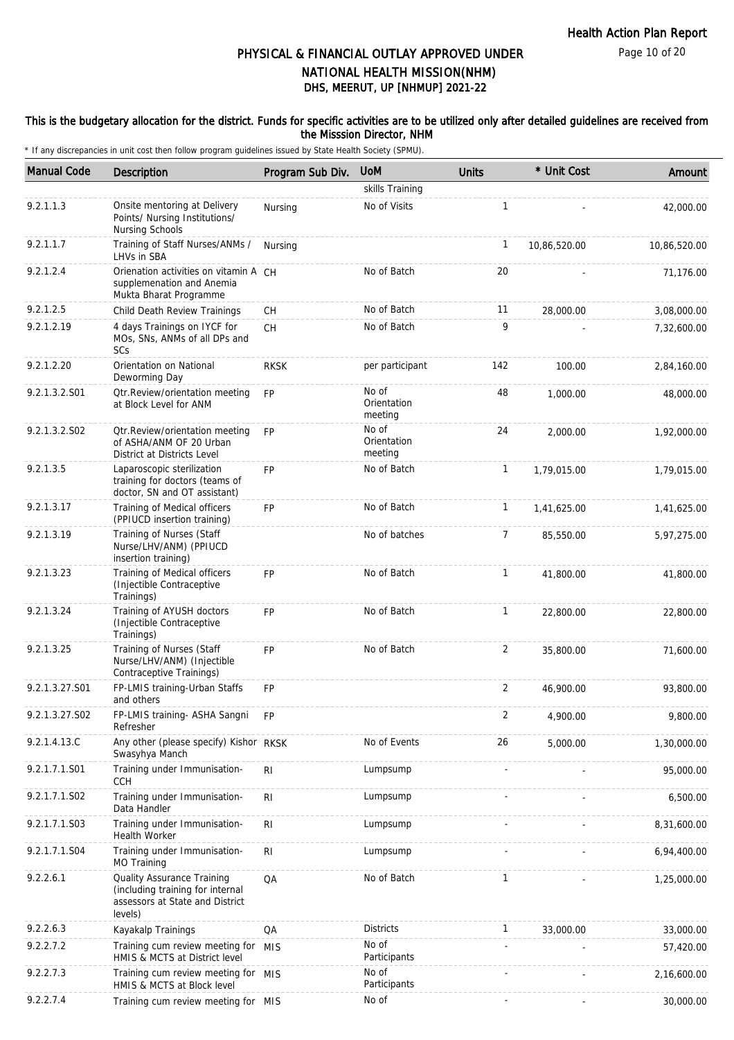# PHYSICAL & FINANCIAL OUTLAY APPROVED UNDER NATIONAL HEALTH MISSION(NHM)

## DHS, MEERUT, UP [NHMUP] 2021-22

### This is the budgetary allocation for the district. Funds for specific activities are to be utilized only after detailed guidelines are received from the Misssion Director, NHM

\* If any discrepancies in unit cost then follow program guidelines issued by State Health Society (SPMU).

| Manual Code | Description | Program Sub Div. | UoM | Units | * Unit Cost | Amount |
|---|---|---|---|---|---|---|
| | | | skills Training | | | |
| 9.2.1.1.3 | Onsite mentoring at Delivery Points/ Nursing Institutions/ Nursing Schools | Nursing | No of Visits | 1 | - | 42,000.00 |
| 9.2.1.1.7 | Training of Staff Nurses/ANMs / LHVs in SBA | Nursing | | 1 | 10,86,520.00 | 10,86,520.00 |
| 9.2.1.2.4 | Orienation activities on vitamin A supplemenation and Anemia Mukta Bharat Programme | CH | No of Batch | 20 | - | 71,176.00 |
| 9.2.1.2.5 | Child Death Review Trainings | CH | No of Batch | 11 | 28,000.00 | 3,08,000.00 |
| 9.2.1.2.19 | 4 days Trainings on IYCF for MOs, SNs, ANMs of all DPs and SCs | CH | No of Batch | 9 | - | 7,32,600.00 |
| 9.2.1.2.20 | Orientation on National Deworming Day | RKSK | per participant | 142 | 100.00 | 2,84,160.00 |
| 9.2.1.3.2.S01 | Qtr.Review/orientation meeting at Block Level for ANM | FP | No of Orientation meeting | 48 | 1,000.00 | 48,000.00 |
| 9.2.1.3.2.S02 | Qtr.Review/orientation meeting of ASHA/ANM OF 20 Urban District at Districts Level | FP | No of Orientation meeting | 24 | 2,000.00 | 1,92,000.00 |
| 9.2.1.3.5 | Laparoscopic sterilization training for doctors (teams of doctor, SN and OT assistant) | FP | No of Batch | 1 | 1,79,015.00 | 1,79,015.00 |
| 9.2.1.3.17 | Training of Medical officers (PPIUCD insertion training) | FP | No of Batch | 1 | 1,41,625.00 | 1,41,625.00 |
| 9.2.1.3.19 | Training of Nurses (Staff Nurse/LHV/ANM) (PPIUCD insertion training) | | No of batches | 7 | 85,550.00 | 5,97,275.00 |
| 9.2.1.3.23 | Training of Medical officers (Injectible Contraceptive Trainings) | FP | No of Batch | 1 | 41,800.00 | 41,800.00 |
| 9.2.1.3.24 | Training of AYUSH doctors (Injectible Contraceptive Trainings) | FP | No of Batch | 1 | 22,800.00 | 22,800.00 |
| 9.2.1.3.25 | Training of Nurses (Staff Nurse/LHV/ANM) (Injectible Contraceptive Trainings) | FP | No of Batch | 2 | 35,800.00 | 71,600.00 |
| 9.2.1.3.27.S01 | FP-LMIS training-Urban Staffs and others | FP | | 2 | 46,900.00 | 93,800.00 |
| 9.2.1.3.27.S02 | FP-LMIS training- ASHA Sangni Refresher | FP | | 2 | 4,900.00 | 9,800.00 |
| 9.2.1.4.13.C | Any other (please specify) Kishor Swasyhya Manch | RKSK | No of Events | 26 | 5,000.00 | 1,30,000.00 |
| 9.2.1.7.1.S01 | Training under Immunisation-CCH | RI | Lumpsump | - | - | 95,000.00 |
| 9.2.1.7.1.S02 | Training under Immunisation-Data Handler | RI | Lumpsump | - | - | 6,500.00 |
| 9.2.1.7.1.S03 | Training under Immunisation-Health Worker | RI | Lumpsump | - | - | 8,31,600.00 |
| 9.2.1.7.1.S04 | Training under Immunisation-MO Training | RI | Lumpsump | - | - | 6,94,400.00 |
| 9.2.2.6.1 | Quality Assurance Training (including training for internal assessors at State and District levels) | QA | No of Batch | 1 | - | 1,25,000.00 |
| 9.2.2.6.3 | Kayakalp Trainings | QA | Districts | 1 | 33,000.00 | 33,000.00 |
| 9.2.2.7.2 | Training cum review meeting for HMIS & MCTS at District level | MIS | No of Participants | - | - | 57,420.00 |
| 9.2.2.7.3 | Training cum review meeting for HMIS & MCTS at Block level | MIS | No of Participants | - | - | 2,16,600.00 |
| 9.2.2.7.4 | Training cum review meeting for | MIS | No of | - | - | 30,000.00 |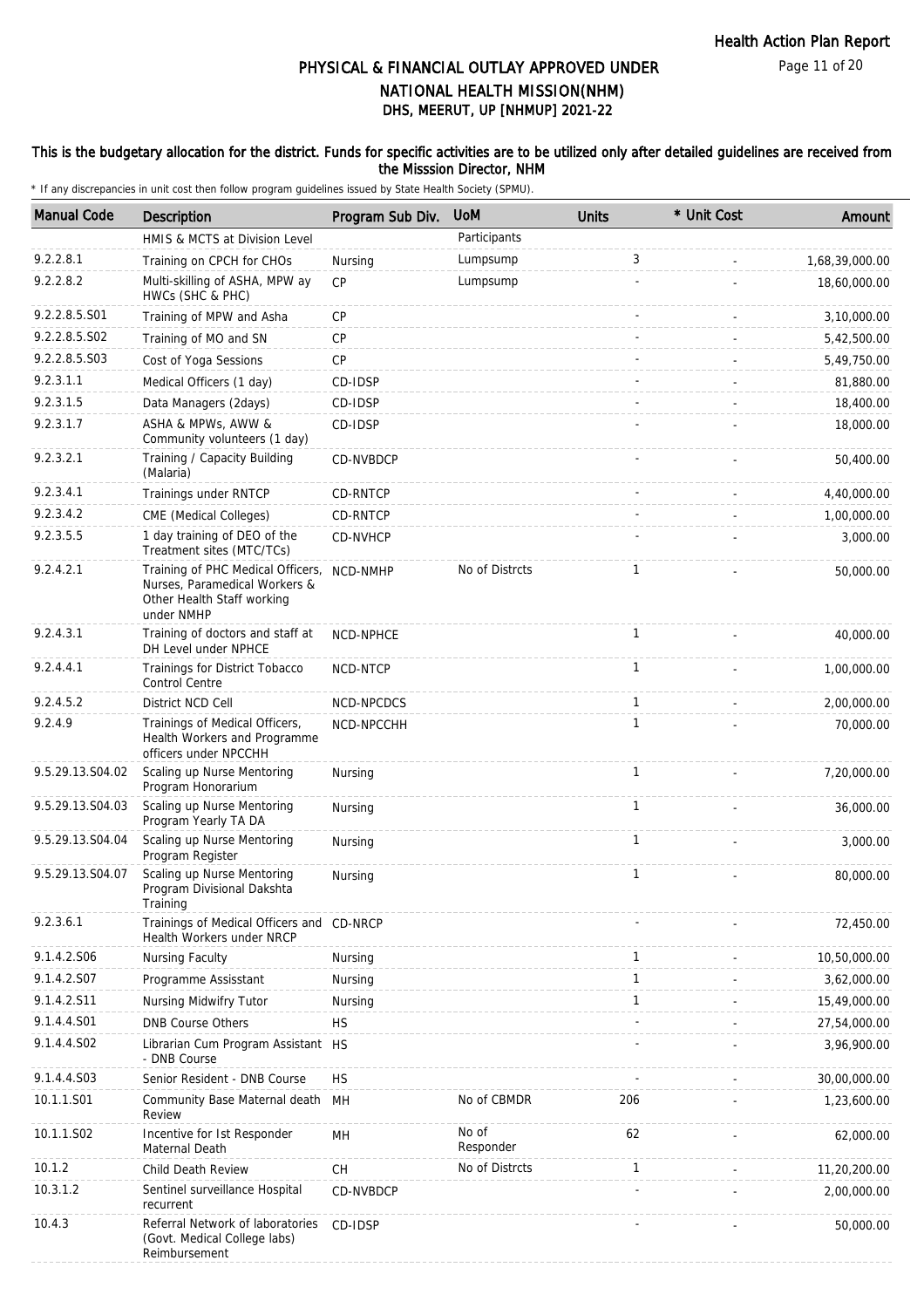# PHYSICAL & FINANCIAL OUTLAY APPROVED UNDER NATIONAL HEALTH MISSION(NHM)
## DHS, MEERUT, UP [NHMUP] 2021-22

### This is the budgetary allocation for the district. Funds for specific activities are to be utilized only after detailed guidelines are received from the Misssion Director, NHM

\* If any discrepancies in unit cost then follow program guidelines issued by State Health Society (SPMU).

| Manual Code | Description | Program Sub Div. | UoM | Units | * Unit Cost | Amount |
|---|---|---|---|---|---|---|
| | HMIS & MCTS at Division Level | | Participants | | | |
| 9.2.2.8.1 | Training on CPCH for CHOs | Nursing | Lumpsump | 3 | - | 1,68,39,000.00 |
| 9.2.2.8.2 | Multi-skilling of ASHA, MPW ay HWCs (SHC & PHC) | CP | Lumpsump | - | - | 18,60,000.00 |
| 9.2.2.8.5.S01 | Training of MPW and Asha | CP | | - | - | 3,10,000.00 |
| 9.2.2.8.5.S02 | Training of MO and SN | CP | | - | - | 5,42,500.00 |
| 9.2.2.8.5.S03 | Cost of Yoga Sessions | CP | | - | - | 5,49,750.00 |
| 9.2.3.1.1 | Medical Officers (1 day) | CD-IDSP | | - | - | 81,880.00 |
| 9.2.3.1.5 | Data Managers (2days) | CD-IDSP | | - | - | 18,400.00 |
| 9.2.3.1.7 | ASHA & MPWs, AWW & Community volunteers (1 day) | CD-IDSP | | - | - | 18,000.00 |
| 9.2.3.2.1 | Training / Capacity Building (Malaria) | CD-NVBDCP | | - | - | 50,400.00 |
| 9.2.3.4.1 | Trainings under RNTCP | CD-RNTCP | | - | - | 4,40,000.00 |
| 9.2.3.4.2 | CME (Medical Colleges) | CD-RNTCP | | - | - | 1,00,000.00 |
| 9.2.3.5.5 | 1 day training of DEO of the Treatment sites (MTC/TCs) | CD-NVHCP | | - | - | 3,000.00 |
| 9.2.4.2.1 | Training of PHC Medical Officers, Nurses, Paramedical Workers & Other Health Staff working under NMHP | NCD-NMHP | No of Distrcts | 1 | - | 50,000.00 |
| 9.2.4.3.1 | Training of doctors and staff at DH Level under NPHCE | NCD-NPHCE | | 1 | - | 40,000.00 |
| 9.2.4.4.1 | Trainings for District Tobacco Control Centre | NCD-NTCP | | 1 | - | 1,00,000.00 |
| 9.2.4.5.2 | District NCD Cell | NCD-NPCDCS | | 1 | - | 2,00,000.00 |
| 9.2.4.9 | Trainings of Medical Officers, Health Workers and Programme officers under NPCCHH | NCD-NPCCHH | | 1 | - | 70,000.00 |
| 9.5.29.13.S04.02 | Scaling up Nurse Mentoring Program Honorarium | Nursing | | 1 | - | 7,20,000.00 |
| 9.5.29.13.S04.03 | Scaling up Nurse Mentoring Program Yearly TA DA | Nursing | | 1 | - | 36,000.00 |
| 9.5.29.13.S04.04 | Scaling up Nurse Mentoring Program Register | Nursing | | 1 | - | 3,000.00 |
| 9.5.29.13.S04.07 | Scaling up Nurse Mentoring Program Divisional Dakshta Training | Nursing | | 1 | - | 80,000.00 |
| 9.2.3.6.1 | Trainings of Medical Officers and Health Workers under NRCP | CD-NRCP | | - | - | 72,450.00 |
| 9.1.4.2.S06 | Nursing Faculty | Nursing | | 1 | - | 10,50,000.00 |
| 9.1.4.2.S07 | Programme Assisstant | Nursing | | 1 | - | 3,62,000.00 |
| 9.1.4.2.S11 | Nursing Midwifry Tutor | Nursing | | 1 | - | 15,49,000.00 |
| 9.1.4.4.S01 | DNB Course Others | HS | | - | - | 27,54,000.00 |
| 9.1.4.4.S02 | Librarian Cum Program Assistant - DNB Course | HS | | - | - | 3,96,900.00 |
| 9.1.4.4.S03 | Senior Resident - DNB Course | HS | | - | - | 30,00,000.00 |
| 10.1.1.S01 | Community Base Maternal death Review | MH | No of CBMDR | 206 | - | 1,23,600.00 |
| 10.1.1.S02 | Incentive for Ist Responder Maternal Death | MH | No of Responder | 62 | - | 62,000.00 |
| 10.1.2 | Child Death Review | CH | No of Distrcts | 1 | - | 11,20,200.00 |
| 10.3.1.2 | Sentinel surveillance Hospital recurrent | CD-NVBDCP | | - | - | 2,00,000.00 |
| 10.4.3 | Referral Network of laboratories (Govt. Medical College labs) Reimbursement | CD-IDSP | | - | - | 50,000.00 |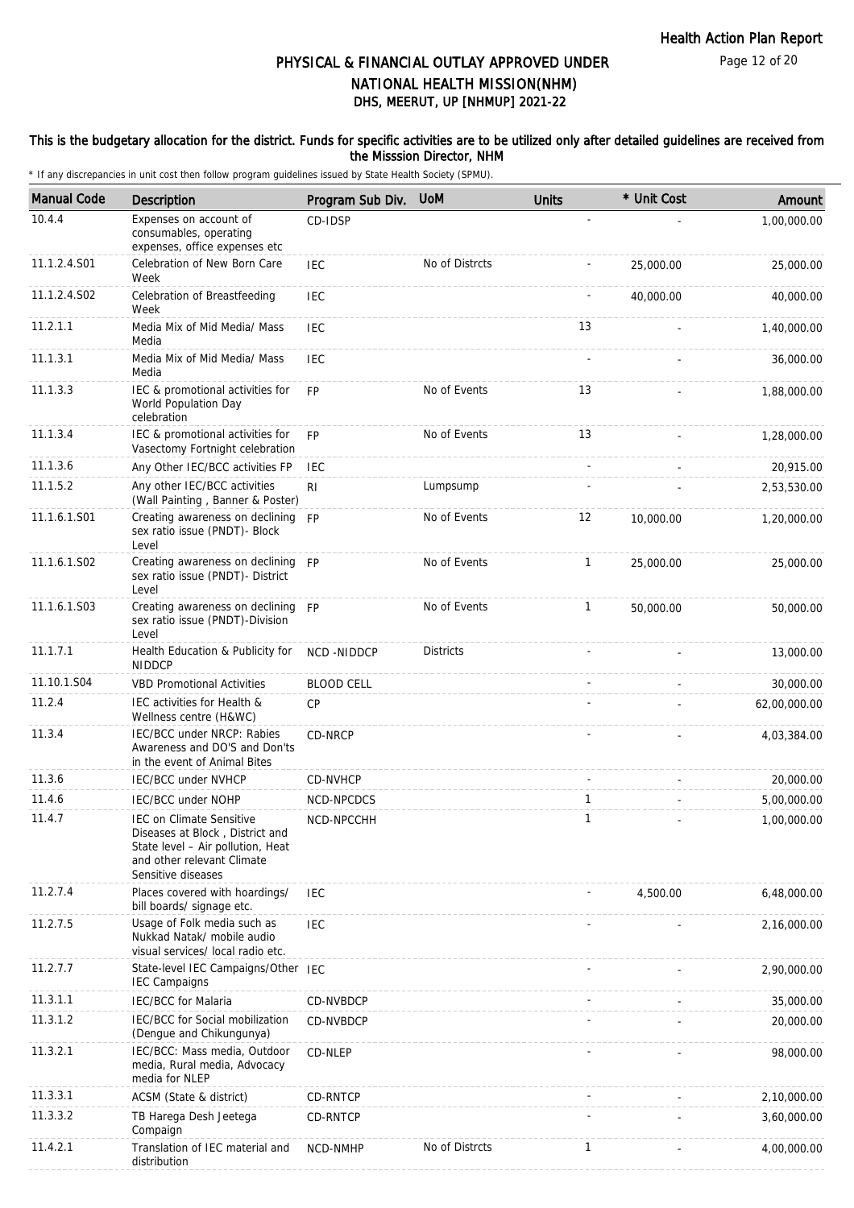# PHYSICAL & FINANCIAL OUTLAY APPROVED UNDER NATIONAL HEALTH MISSION(NHM)

## DHS, MEERUT, UP [NHMUP] 2021-22

### This is the budgetary allocation for the district. Funds for specific activities are to be utilized only after detailed guidelines are received from the Misssion Director, NHM

\* If any discrepancies in unit cost then follow program guidelines issued by State Health Society (SPMU).

| Manual Code | Description | Program Sub Div. | UoM | Units | * Unit Cost | Amount |
|---|---|---|---|---|---|---|
| 10.4.4 | Expenses on account of consumables, operating expenses, office expenses etc | CD-IDSP | | - | - | 1,00,000.00 |
| 11.1.2.4.S01 | Celebration of New Born Care Week | IEC | No of Distrcts | - | 25,000.00 | 25,000.00 |
| 11.1.2.4.S02 | Celebration of Breastfeeding Week | IEC | | - | 40,000.00 | 40,000.00 |
| 11.2.1.1 | Media Mix of Mid Media/ Mass Media | IEC | | 13 | - | 1,40,000.00 |
| 11.1.3.1 | Media Mix of Mid Media/ Mass Media | IEC | | - | - | 36,000.00 |
| 11.1.3.3 | IEC & promotional activities for World Population Day celebration | FP | No of Events | 13 | - | 1,88,000.00 |
| 11.1.3.4 | IEC & promotional activities for Vasectomy Fortnight celebration | FP | No of Events | 13 | - | 1,28,000.00 |
| 11.1.3.6 | Any Other IEC/BCC activities FP | IEC | | - | - | 20,915.00 |
| 11.1.5.2 | Any other IEC/BCC activities (Wall Painting , Banner & Poster) | RI | Lumpsump | - | - | 2,53,530.00 |
| 11.1.6.1.S01 | Creating awareness on declining sex ratio issue (PNDT)- Block Level | FP | No of Events | 12 | 10,000.00 | 1,20,000.00 |
| 11.1.6.1.S02 | Creating awareness on declining sex ratio issue (PNDT)- District Level | FP | No of Events | 1 | 25,000.00 | 25,000.00 |
| 11.1.6.1.S03 | Creating awareness on declining sex ratio issue (PNDT)-Division Level | FP | No of Events | 1 | 50,000.00 | 50,000.00 |
| 11.1.7.1 | Health Education & Publicity for NIDDCP | NCD -NIDDCP | Districts | - | - | 13,000.00 |
| 11.10.1.S04 | VBD Promotional Activities | BLOOD CELL | | - | - | 30,000.00 |
| 11.2.4 | IEC activities for Health & Wellness centre (H&WC) | CP | | - | - | 62,00,000.00 |
| 11.3.4 | IEC/BCC under NRCP: Rabies Awareness and DO'S and Don'ts in the event of Animal Bites | CD-NRCP | | - | - | 4,03,384.00 |
| 11.3.6 | IEC/BCC under NVHCP | CD-NVHCP | | - | - | 20,000.00 |
| 11.4.6 | IEC/BCC under NOHP | NCD-NPCDCS | | 1 | - | 5,00,000.00 |
| 11.4.7 | IEC on Climate Sensitive Diseases at Block , District and State level – Air pollution, Heat and other relevant Climate Sensitive diseases | NCD-NPCCHH | | 1 | - | 1,00,000.00 |
| 11.2.7.4 | Places covered with hoardings/ bill boards/ signage etc. | IEC | | - | 4,500.00 | 6,48,000.00 |
| 11.2.7.5 | Usage of Folk media such as Nukkad Natak/ mobile audio visual services/ local radio etc. | IEC | | - | - | 2,16,000.00 |
| 11.2.7.7 | State-level IEC Campaigns/Other IEC Campaigns | IEC | | - | - | 2,90,000.00 |
| 11.3.1.1 | IEC/BCC for Malaria | CD-NVBDCP | | - | - | 35,000.00 |
| 11.3.1.2 | IEC/BCC for Social mobilization (Dengue and Chikungunya) | CD-NVBDCP | | - | - | 20,000.00 |
| 11.3.2.1 | IEC/BCC: Mass media, Outdoor media, Rural media, Advocacy media for NLEP | CD-NLEP | | - | - | 98,000.00 |
| 11.3.3.1 | ACSM (State & district) | CD-RNTCP | | - | - | 2,10,000.00 |
| 11.3.3.2 | TB Harega Desh Jeetega Compaign | CD-RNTCP | | - | - | 3,60,000.00 |
| 11.4.2.1 | Translation of IEC material and distribution | NCD-NMHP | No of Distrcts | 1 | - | 4,00,000.00 |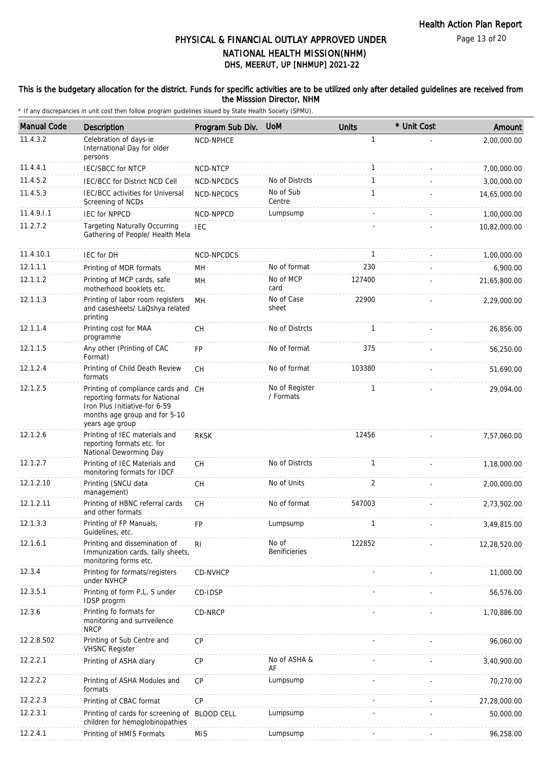# PHYSICAL & FINANCIAL OUTLAY APPROVED UNDER NATIONAL HEALTH MISSION(NHM)
## DHS, MEERUT, UP [NHMUP] 2021-22

**This is the budgetary allocation for the district. Funds for specific activities are to be utilized only after detailed guidelines are received from the Misssion Director, NHM**

\* If any discrepancies in unit cost then follow program guidelines issued by State Health Society (SPMU).

| Manual Code | Description | Program Sub Div. | UoM | Units | * Unit Cost | Amount |
|---|---|---|---|---|---|---|
| 11.4.3.2 | Celebration of days-ie International Day for older persons | NCD-NPHCE | | 1 | - | 2,00,000.00 |
| 11.4.4.1 | IEC/SBCC for NTCP | NCD-NTCP | | 1 | - | 7,00,000.00 |
| 11.4.5.2 | IEC/BCC for District NCD Cell | NCD-NPCDCS | No of Distrcts | 1 | - | 3,00,000.00 |
| 11.4.5.3 | IEC/BCC activities for Universal Screening of NCDs | NCD-NPCDCS | No of Sub Centre | 1 | - | 14,65,000.00 |
| 11.4.9.I.1 | IEC for NPPCD | NCD-NPPCD | Lumpsump | - | - | 1,00,000.00 |
| 11.2.7.2 | Targeting Naturally Occurring Gathering of People/ Health Mela | IEC | | - | - | 10,82,000.00 |
| 11.4.10.1 | IEC for DH | NCD-NPCDCS | | 1 | - | 1,00,000.00 |
| 12.1.1.1 | Printing of MDR formats | MH | No of format | 230 | - | 6,900.00 |
| 12.1.1.2 | Printing of MCP cards, safe motherhood booklets etc. | MH | No of MCP card | 127400 | - | 21,65,800.00 |
| 12.1.1.3 | Printing of labor room registers and casesheets/ LaQshya related printing | MH | No of Case sheet | 22900 | - | 2,29,000.00 |
| 12.1.1.4 | Printing cost for MAA programme | CH | No of Distrcts | 1 | - | 26,856.00 |
| 12.1.1.5 | Any other (Printing of CAC Format) | FP | No of format | 375 | - | 56,250.00 |
| 12.1.2.4 | Printing of Child Death Review formats | CH | No of format | 103380 | - | 51,690.00 |
| 12.1.2.5 | Printing of compliance cards and reporting formats for National Iron Plus Initiative-for 6-59 months age group and for 5-10 years age group | CH | No of Register / Formats | 1 | - | 29,094.00 |
| 12.1.2.6 | Printing of IEC materials and reporting formats etc. for National Deworming Day | RKSK | | 12456 | - | 7,57,060.00 |
| 12.1.2.7 | Printing of IEC Materials and monitoring formats for IDCF | CH | No of Distrcts | 1 | - | 1,18,000.00 |
| 12.1.2.10 | Printing (SNCU data management) | CH | No of Units | 2 | - | 2,00,000.00 |
| 12.1.2.11 | Printing of HBNC referral cards and other formats | CH | No of format | 547003 | - | 2,73,502.00 |
| 12.1.3.3 | Printing of FP Manuals, Guidelines, etc. | FP | Lumpsump | 1 | - | 3,49,815.00 |
| 12.1.6.1 | Printing and dissemination of Immunization cards, tally sheets, monitoring forms etc. | RI | No of Benificieries | 122852 | - | 12,28,520.00 |
| 12.3.4 | Printing for formats/registers under NVHCP | CD-NVHCP | | - | - | 11,000.00 |
| 12.3.5.1 | Printing of form P,L, S under IDSP progrm | CD-IDSP | | - | - | 56,576.00 |
| 12.3.6 | Printing fo formats for monitoring and surrveilence NRCP | CD-NRCP | | - | - | 1,70,886.00 |
| 12.2.8.S02 | Printing of Sub Centre and VHSNC Register | CP | | - | - | 96,060.00 |
| 12.2.2.1 | Printing of ASHA diary | CP | No of ASHA & AF | - | - | 3,40,900.00 |
| 12.2.2.2 | Printing of ASHA Modules and formats | CP | Lumpsump | - | - | 70,270.00 |
| 12.2.2.3 | Printing of CBAC format | CP | | - | - | 27,28,000.00 |
| 12.2.3.1 | Printing of cards for screening of children for hemoglobinopathies | BLOOD CELL | Lumpsump | - | - | 50,000.00 |
| 12.2.4.1 | Printing of HMIS Formats | MIS | Lumpsump | - | - | 96,258.00 |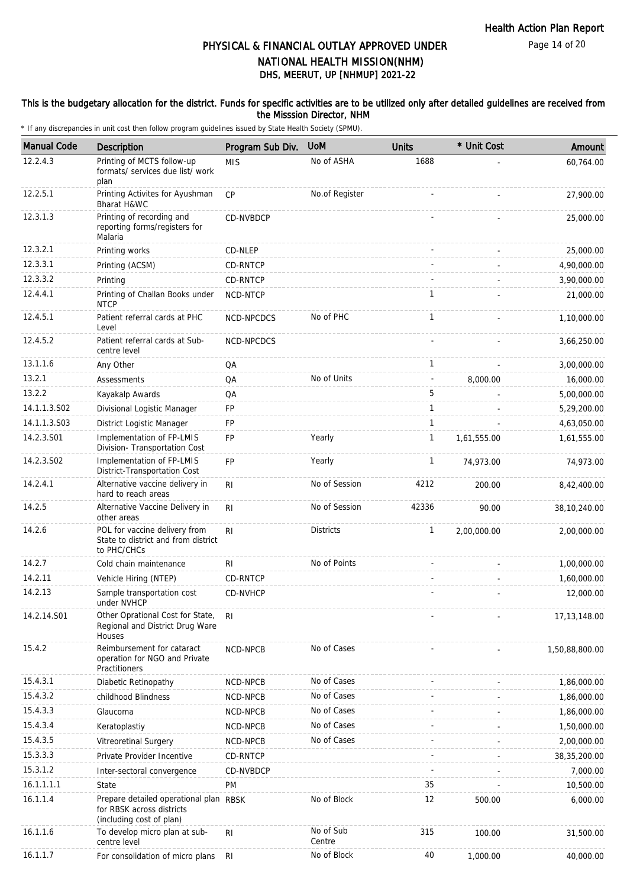# PHYSICAL & FINANCIAL OUTLAY APPROVED UNDER NATIONAL HEALTH MISSION(NHM)

## DHS, MEERUT, UP [NHMUP] 2021-22

**This is the budgetary allocation for the district. Funds for specific activities are to be utilized only after detailed guidelines are received from the Misssion Director, NHM**

\* If any discrepancies in unit cost then follow program guidelines issued by State Health Society (SPMU).

| Manual Code | Description | Program Sub Div. | UoM | Units | * Unit Cost | Amount |
|---|---|---|---|---|---|---|
| 12.2.4.3 | Printing of MCTS follow-up formats/ services due list/ work plan | MIS | No of ASHA | 1688 | - | 60,764.00 |
| 12.2.5.1 | Printing Activites for Ayushman Bharat H&WC | CP | No.of Register | - | - | 27,900.00 |
| 12.3.1.3 | Printing of recording and reporting forms/registers for Malaria | CD-NVBDCP | | - | - | 25,000.00 |
| 12.3.2.1 | Printing works | CD-NLEP | | - | - | 25,000.00 |
| 12.3.3.1 | Printing (ACSM) | CD-RNTCP | | - | - | 4,90,000.00 |
| 12.3.3.2 | Printing | CD-RNTCP | | - | - | 3,90,000.00 |
| 12.4.4.1 | Printing of Challan Books under NTCP | NCD-NTCP | | 1 | - | 21,000.00 |
| 12.4.5.1 | Patient referral cards at PHC Level | NCD-NPCDCS | No of PHC | 1 | - | 1,10,000.00 |
| 12.4.5.2 | Patient referral cards at Sub-centre level | NCD-NPCDCS | | - | - | 3,66,250.00 |
| 13.1.1.6 | Any Other | QA | | 1 | - | 3,00,000.00 |
| 13.2.1 | Assessments | QA | No of Units | - | 8,000.00 | 16,000.00 |
| 13.2.2 | Kayakalp Awards | QA | | 5 | - | 5,00,000.00 |
| 14.1.1.3.S02 | Divisional Logistic Manager | FP | | 1 | - | 5,29,200.00 |
| 14.1.1.3.S03 | District Logistic Manager | FP | | 1 | - | 4,63,050.00 |
| 14.2.3.S01 | Implementation of FP-LMIS Division- Transportation Cost | FP | Yearly | 1 | 1,61,555.00 | 1,61,555.00 |
| 14.2.3.S02 | Implementation of FP-LMIS District-Transportation Cost | FP | Yearly | 1 | 74,973.00 | 74,973.00 |
| 14.2.4.1 | Alternative vaccine delivery in hard to reach areas | RI | No of Session | 4212 | 200.00 | 8,42,400.00 |
| 14.2.5 | Alternative Vaccine Delivery in other areas | RI | No of Session | 42336 | 90.00 | 38,10,240.00 |
| 14.2.6 | POL for vaccine delivery from State to district and from district to PHC/CHCs | RI | Districts | 1 | 2,00,000.00 | 2,00,000.00 |
| 14.2.7 | Cold chain maintenance | RI | No of Points | - | - | 1,00,000.00 |
| 14.2.11 | Vehicle Hiring (NTEP) | CD-RNTCP | | - | - | 1,60,000.00 |
| 14.2.13 | Sample transportation cost under NVHCP | CD-NVHCP | | - | - | 12,000.00 |
| 14.2.14.S01 | Other Oprational Cost for State, Regional and District Drug Ware Houses | RI | | - | - | 17,13,148.00 |
| 15.4.2 | Reimbursement for cataract operation for NGO and Private Practitioners | NCD-NPCB | No of Cases | - | - | 1,50,88,800.00 |
| 15.4.3.1 | Diabetic Retinopathy | NCD-NPCB | No of Cases | - | - | 1,86,000.00 |
| 15.4.3.2 | childhood Blindness | NCD-NPCB | No of Cases | - | - | 1,86,000.00 |
| 15.4.3.3 | Glaucoma | NCD-NPCB | No of Cases | - | - | 1,86,000.00 |
| 15.4.3.4 | Keratoplastiy | NCD-NPCB | No of Cases | - | - | 1,50,000.00 |
| 15.4.3.5 | Vitreoretinal Surgery | NCD-NPCB | No of Cases | - | - | 2,00,000.00 |
| 15.3.3.3 | Private Provider Incentive | CD-RNTCP | | - | - | 38,35,200.00 |
| 15.3.1.2 | Inter-sectoral convergence | CD-NVBDCP | | - | - | 7,000.00 |
| 16.1.1.1.1 | State | PM | | 35 | - | 10,500.00 |
| 16.1.1.4 | Prepare detailed operational plan for RBSK across districts (including cost of plan) | RBSK | No of Block | 12 | 500.00 | 6,000.00 |
| 16.1.1.6 | To develop micro plan at sub-centre level | RI | No of Sub Centre | 315 | 100.00 | 31,500.00 |
| 16.1.1.7 | For consolidation of micro plans | RI | No of Block | 40 | 1,000.00 | 40,000.00 |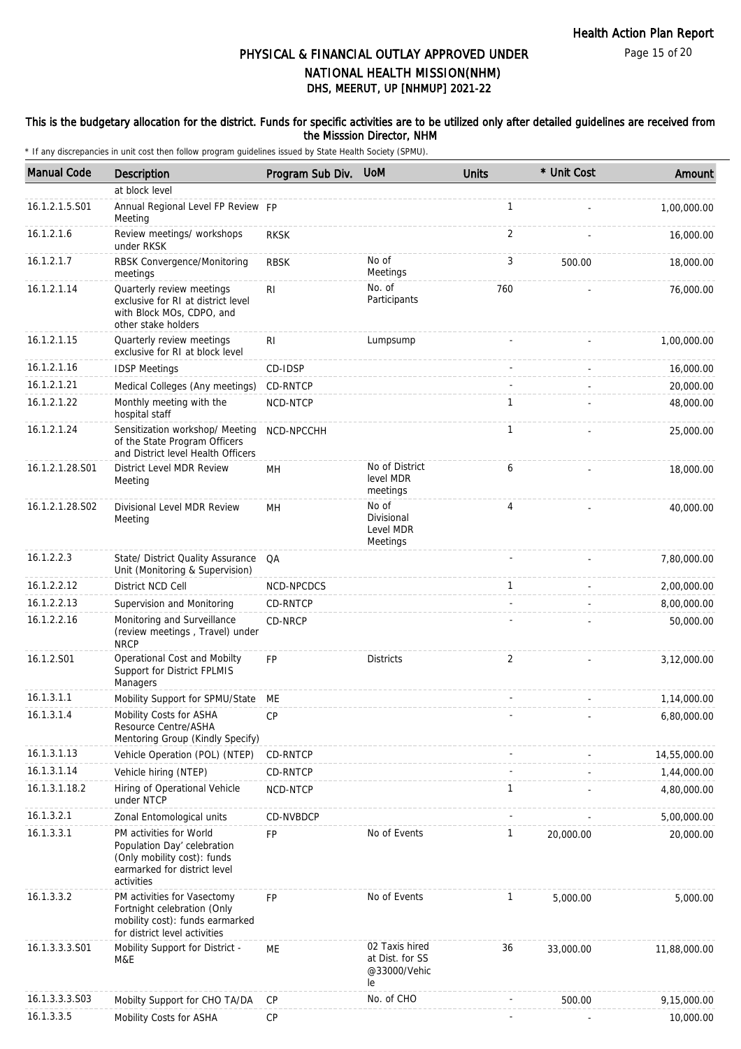# PHYSICAL & FINANCIAL OUTLAY APPROVED UNDER NATIONAL HEALTH MISSION(NHM)

## DHS, MEERUT, UP [NHMUP] 2021-22

**This is the budgetary allocation for the district. Funds for specific activities are to be utilized only after detailed guidelines are received from the Misssion Director, NHM**

\* If any discrepancies in unit cost then follow program guidelines issued by State Health Society (SPMU).

| Manual Code | Description | Program Sub Div. | UoM | Units | * Unit Cost | Amount |
|---|---|---|---|---|---|---|
| | at block level | | | | | |
| 16.1.2.1.5.S01 | Annual Regional Level FP Review Meeting | FP | | 1 | - | 1,00,000.00 |
| 16.1.2.1.6 | Review meetings/ workshops under RKSK | RKSK | | 2 | - | 16,000.00 |
| 16.1.2.1.7 | RBSK Convergence/Monitoring meetings | RBSK | No of Meetings | 3 | 500.00 | 18,000.00 |
| 16.1.2.1.14 | Quarterly review meetings exclusive for RI at district level with Block MOs, CDPO, and other stake holders | RI | No. of Participants | 760 | - | 76,000.00 |
| 16.1.2.1.15 | Quarterly review meetings exclusive for RI at block level | RI | Lumpsump | - | - | 1,00,000.00 |
| 16.1.2.1.16 | IDSP Meetings | CD-IDSP | | - | - | 16,000.00 |
| 16.1.2.1.21 | Medical Colleges (Any meetings) | CD-RNTCP | | - | - | 20,000.00 |
| 16.1.2.1.22 | Monthly meeting with the hospital staff | NCD-NTCP | | 1 | - | 48,000.00 |
| 16.1.2.1.24 | Sensitization workshop/ Meeting of the State Program Officers and District level Health Officers | NCD-NPCCHH | | 1 | - | 25,000.00 |
| 16.1.2.1.28.S01 | District Level MDR Review Meeting | MH | No of District level MDR meetings | 6 | - | 18,000.00 |
| 16.1.2.1.28.S02 | Divisional Level MDR Review Meeting | MH | No of Divisional Level MDR Meetings | 4 | - | 40,000.00 |
| 16.1.2.2.3 | State/ District Quality Assurance Unit (Monitoring & Supervision) | QA | | - | - | 7,80,000.00 |
| 16.1.2.2.12 | District NCD Cell | NCD-NPCDCS | | 1 | - | 2,00,000.00 |
| 16.1.2.2.13 | Supervision and Monitoring | CD-RNTCP | | - | - | 8,00,000.00 |
| 16.1.2.2.16 | Monitoring and Surveillance (review meetings , Travel) under NRCP | CD-NRCP | | - | - | 50,000.00 |
| 16.1.2.S01 | Operational Cost and Mobilty Support for District FPLMIS Managers | FP | Districts | 2 | - | 3,12,000.00 |
| 16.1.3.1.1 | Mobility Support for SPMU/State | ME | | - | - | 1,14,000.00 |
| 16.1.3.1.4 | Mobility Costs for ASHA Resource Centre/ASHA Mentoring Group (Kindly Specify) | CP | | - | - | 6,80,000.00 |
| 16.1.3.1.13 | Vehicle Operation (POL) (NTEP) | CD-RNTCP | | - | - | 14,55,000.00 |
| 16.1.3.1.14 | Vehicle hiring (NTEP) | CD-RNTCP | | - | - | 1,44,000.00 |
| 16.1.3.1.18.2 | Hiring of Operational Vehicle under NTCP | NCD-NTCP | | 1 | - | 4,80,000.00 |
| 16.1.3.2.1 | Zonal Entomological units | CD-NVBDCP | | - | - | 5,00,000.00 |
| 16.1.3.3.1 | PM activities for World Population Day' celebration (Only mobility cost): funds earmarked for district level activities | FP | No of Events | 1 | 20,000.00 | 20,000.00 |
| 16.1.3.3.2 | PM activities for Vasectomy Fortnight celebration (Only mobility cost): funds earmarked for district level activities | FP | No of Events | 1 | 5,000.00 | 5,000.00 |
| 16.1.3.3.3.S01 | Mobility Support for District - M&E | ME | 02 Taxis hired at Dist. for SS @33000/Vehicle | 36 | 33,000.00 | 11,88,000.00 |
| 16.1.3.3.3.S03 | Mobilty Support for CHO TA/DA | CP | No. of CHO | - | 500.00 | 9,15,000.00 |
| 16.1.3.3.5 | Mobility Costs for ASHA | CP | | - | - | 10,000.00 |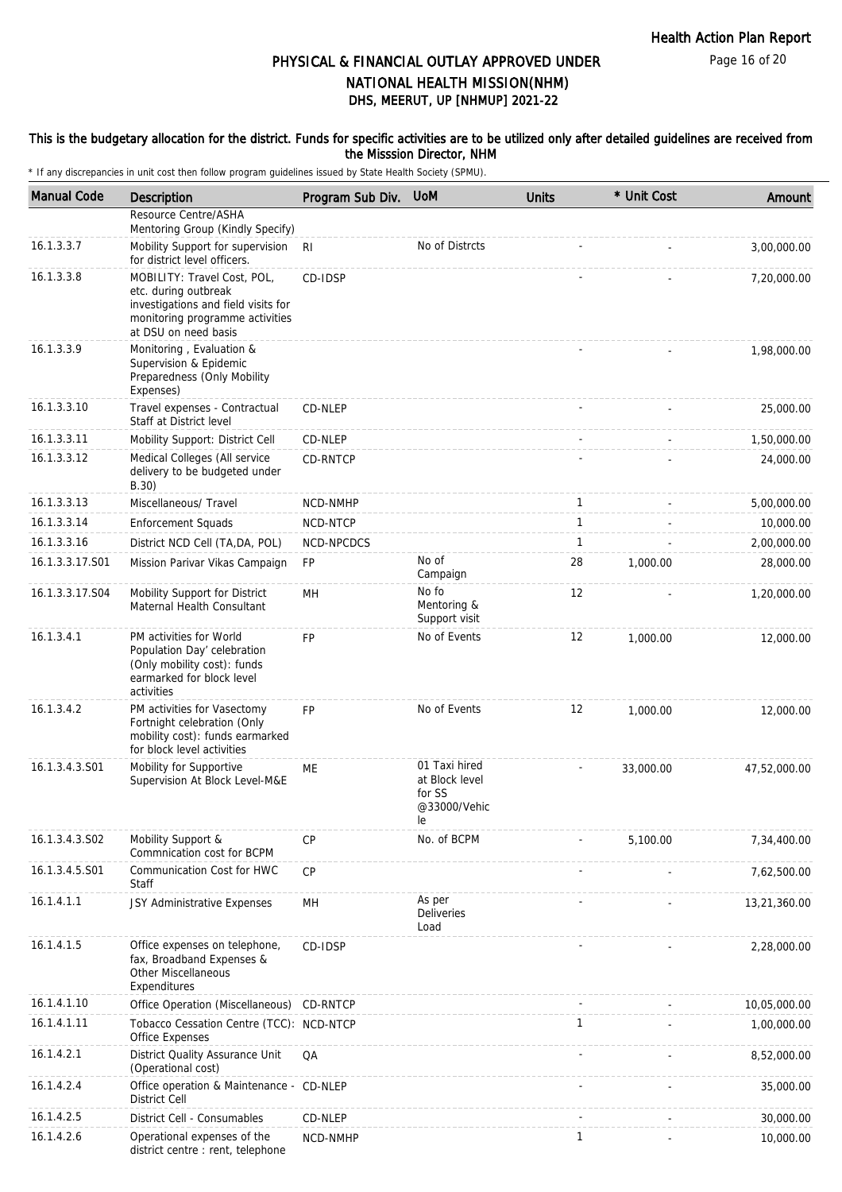# PHYSICAL & FINANCIAL OUTLAY APPROVED UNDER NATIONAL HEALTH MISSION(NHM)

## DHS, MEERUT, UP [NHMUP] 2021-22

### This is the budgetary allocation for the district. Funds for specific activities are to be utilized only after detailed guidelines are received from the Misssion Director, NHM

\* If any discrepancies in unit cost then follow program guidelines issued by State Health Society (SPMU).

| Manual Code | Description | Program Sub Div. | UoM | Units | * Unit Cost | Amount |
|---|---|---|---|---|---|---|
| | Resource Centre/ASHA Mentoring Group (Kindly Specify) | | | | | |
| 16.1.3.3.7 | Mobility Support for supervision for district level officers. | RI | No of Distrcts | - | - | 3,00,000.00 |
| 16.1.3.3.8 | MOBILITY: Travel Cost, POL, etc. during outbreak investigations and field visits for monitoring programme activities at DSU on need basis | CD-IDSP | | - | - | 7,20,000.00 |
| 16.1.3.3.9 | Monitoring , Evaluation & Supervision & Epidemic Preparedness (Only Mobility Expenses) | | | - | - | 1,98,000.00 |
| 16.1.3.3.10 | Travel expenses - Contractual Staff at District level | CD-NLEP | | - | - | 25,000.00 |
| 16.1.3.3.11 | Mobility Support: District Cell | CD-NLEP | | - | - | 1,50,000.00 |
| 16.1.3.3.12 | Medical Colleges (All service delivery to be budgeted under B.30) | CD-RNTCP | | - | - | 24,000.00 |
| 16.1.3.3.13 | Miscellaneous/ Travel | NCD-NMHP | | 1 | - | 5,00,000.00 |
| 16.1.3.3.14 | Enforcement Squads | NCD-NTCP | | 1 | - | 10,000.00 |
| 16.1.3.3.16 | District NCD Cell (TA,DA, POL) | NCD-NPCDCS | | 1 | - | 2,00,000.00 |
| 16.1.3.3.17.S01 | Mission Parivar Vikas Campaign | FP | No of Campaign | 28 | 1,000.00 | 28,000.00 |
| 16.1.3.3.17.S04 | Mobility Support for District Maternal Health Consultant | MH | No fo Mentoring & Support visit | 12 | - | 1,20,000.00 |
| 16.1.3.4.1 | PM activities for World Population Day' celebration (Only mobility cost): funds earmarked for block level activities | FP | No of Events | 12 | 1,000.00 | 12,000.00 |
| 16.1.3.4.2 | PM activities for Vasectomy Fortnight celebration (Only mobility cost): funds earmarked for block level activities | FP | No of Events | 12 | 1,000.00 | 12,000.00 |
| 16.1.3.4.3.S01 | Mobility for Supportive Supervision At Block Level-M&E | ME | 01 Taxi hired at Block level for SS @33000/Vehicle | - | 33,000.00 | 47,52,000.00 |
| 16.1.3.4.3.S02 | Mobility Support & Commnication cost for BCPM | CP | No. of BCPM | - | 5,100.00 | 7,34,400.00 |
| 16.1.3.4.5.S01 | Communication Cost for HWC Staff | CP | | - | - | 7,62,500.00 |
| 16.1.4.1.1 | JSY Administrative Expenses | MH | As per Deliveries Load | - | - | 13,21,360.00 |
| 16.1.4.1.5 | Office expenses on telephone, fax, Broadband Expenses & Other Miscellaneous Expenditures | CD-IDSP | | - | - | 2,28,000.00 |
| 16.1.4.1.10 | Office Operation (Miscellaneous) | CD-RNTCP | | - | - | 10,05,000.00 |
| 16.1.4.1.11 | Tobacco Cessation Centre (TCC): Office Expenses | NCD-NTCP | | 1 | - | 1,00,000.00 |
| 16.1.4.2.1 | District Quality Assurance Unit (Operational cost) | QA | | - | - | 8,52,000.00 |
| 16.1.4.2.4 | Office operation & Maintenance - District Cell | CD-NLEP | | - | - | 35,000.00 |
| 16.1.4.2.5 | District Cell - Consumables | CD-NLEP | | - | - | 30,000.00 |
| 16.1.4.2.6 | Operational expenses of the district centre : rent, telephone | NCD-NMHP | | 1 | - | 10,000.00 |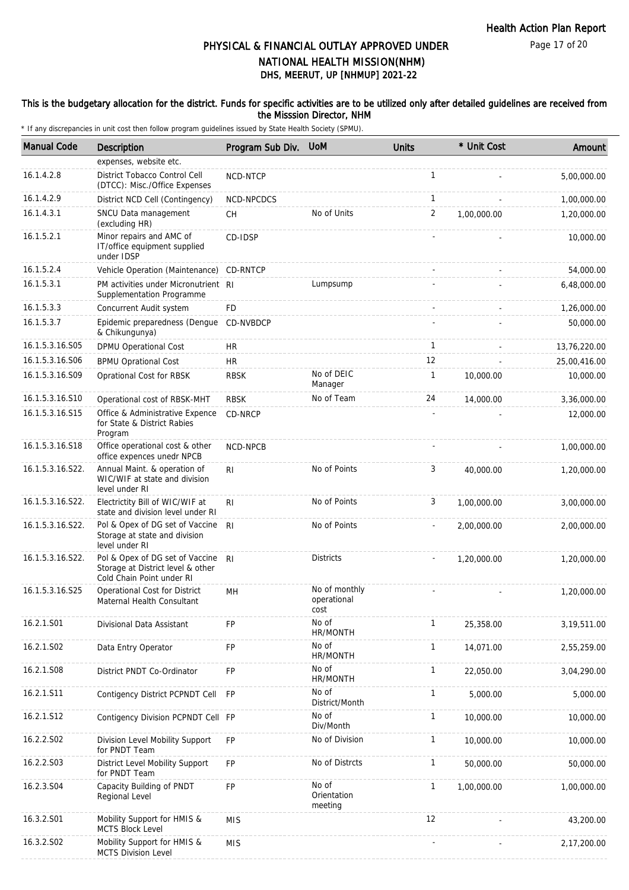# PHYSICAL & FINANCIAL OUTLAY APPROVED UNDER NATIONAL HEALTH MISSION(NHM)

## DHS, MEERUT, UP [NHMUP] 2021-22

### This is the budgetary allocation for the district. Funds for specific activities are to be utilized only after detailed guidelines are received from the Misssion Director, NHM

\* If any discrepancies in unit cost then follow program guidelines issued by State Health Society (SPMU).

| Manual Code | Description | Program Sub Div. | UoM | Units | * Unit Cost | Amount |
|---|---|---|---|---|---|---|
| | expenses, website etc. | | | | | |
| 16.1.4.2.8 | District Tobacco Control Cell (DTCC): Misc./Office Expenses | NCD-NTCP | | 1 | - | 5,00,000.00 |
| 16.1.4.2.9 | District NCD Cell (Contingency) | NCD-NPCDCS | | 1 | - | 1,00,000.00 |
| 16.1.4.3.1 | SNCU Data management (excluding HR) | CH | No of Units | 2 | 1,00,000.00 | 1,20,000.00 |
| 16.1.5.2.1 | Minor repairs and AMC of IT/office equipment supplied under IDSP | CD-IDSP | | - | - | 10,000.00 |
| 16.1.5.2.4 | Vehicle Operation (Maintenance) | CD-RNTCP | | - | - | 54,000.00 |
| 16.1.5.3.1 | PM activities under Micronutrient Supplementation Programme | RI | Lumpsump | - | - | 6,48,000.00 |
| 16.1.5.3.3 | Concurrent Audit system | FD | | - | - | 1,26,000.00 |
| 16.1.5.3.7 | Epidemic preparedness (Dengue & Chikungunya) | CD-NVBDCP | | - | - | 50,000.00 |
| 16.1.5.3.16.S05 | DPMU Operational Cost | HR | | 1 | - | 13,76,220.00 |
| 16.1.5.3.16.S06 | BPMU Oprational Cost | HR | | 12 | - | 25,00,416.00 |
| 16.1.5.3.16.S09 | Oprational Cost for RBSK | RBSK | No of DEIC Manager | 1 | 10,000.00 | 10,000.00 |
| 16.1.5.3.16.S10 | Operational cost of RBSK-MHT | RBSK | No of Team | 24 | 14,000.00 | 3,36,000.00 |
| 16.1.5.3.16.S15 | Office & Administrative Expence for State & District Rabies Program | CD-NRCP | | - | - | 12,000.00 |
| 16.1.5.3.16.S18 | Office operational cost & other office expences unedr NPCB | NCD-NPCB | | - | - | 1,00,000.00 |
| 16.1.5.3.16.S22. | Annual Maint. & operation of WIC/WIF at state and division level under RI | RI | No of Points | 3 | 40,000.00 | 1,20,000.00 |
| 16.1.5.3.16.S22. | Electrictity Bill of WIC/WIF at state and division level under RI | RI | No of Points | 3 | 1,00,000.00 | 3,00,000.00 |
| 16.1.5.3.16.S22. | Pol & Opex of DG set of Vaccine Storage at state and division level under RI | RI | No of Points | - | 2,00,000.00 | 2,00,000.00 |
| 16.1.5.3.16.S22. | Pol & Opex of DG set of Vaccine Storage at District level & other Cold Chain Point under RI | RI | Districts | - | 1,20,000.00 | 1,20,000.00 |
| 16.1.5.3.16.S25 | Operational Cost for District Maternal Health Consultant | MH | No of monthly operational cost | - | - | 1,20,000.00 |
| 16.2.1.S01 | Divisional Data Assistant | FP | No of HR/MONTH | 1 | 25,358.00 | 3,19,511.00 |
| 16.2.1.S02 | Data Entry Operator | FP | No of HR/MONTH | 1 | 14,071.00 | 2,55,259.00 |
| 16.2.1.S08 | District PNDT Co-Ordinator | FP | No of HR/MONTH | 1 | 22,050.00 | 3,04,290.00 |
| 16.2.1.S11 | Contigency District PCPNDT Cell | FP | No of District/Month | 1 | 5,000.00 | 5,000.00 |
| 16.2.1.S12 | Contigency Division PCPNDT Cell | FP | No of Div/Month | 1 | 10,000.00 | 10,000.00 |
| 16.2.2.S02 | Division Level Mobility Support for PNDT Team | FP | No of Division | 1 | 10,000.00 | 10,000.00 |
| 16.2.2.S03 | District Level Mobility Support for PNDT Team | FP | No of Distrcts | 1 | 50,000.00 | 50,000.00 |
| 16.2.3.S04 | Capacity Building of PNDT Regional Level | FP | No of Orientation meeting | 1 | 1,00,000.00 | 1,00,000.00 |
| 16.3.2.S01 | Mobility Support for HMIS & MCTS Block Level | MIS | | 12 | - | 43,200.00 |
| 16.3.2.S02 | Mobility Support for HMIS & MCTS Division Level | MIS | | - | - | 2,17,200.00 |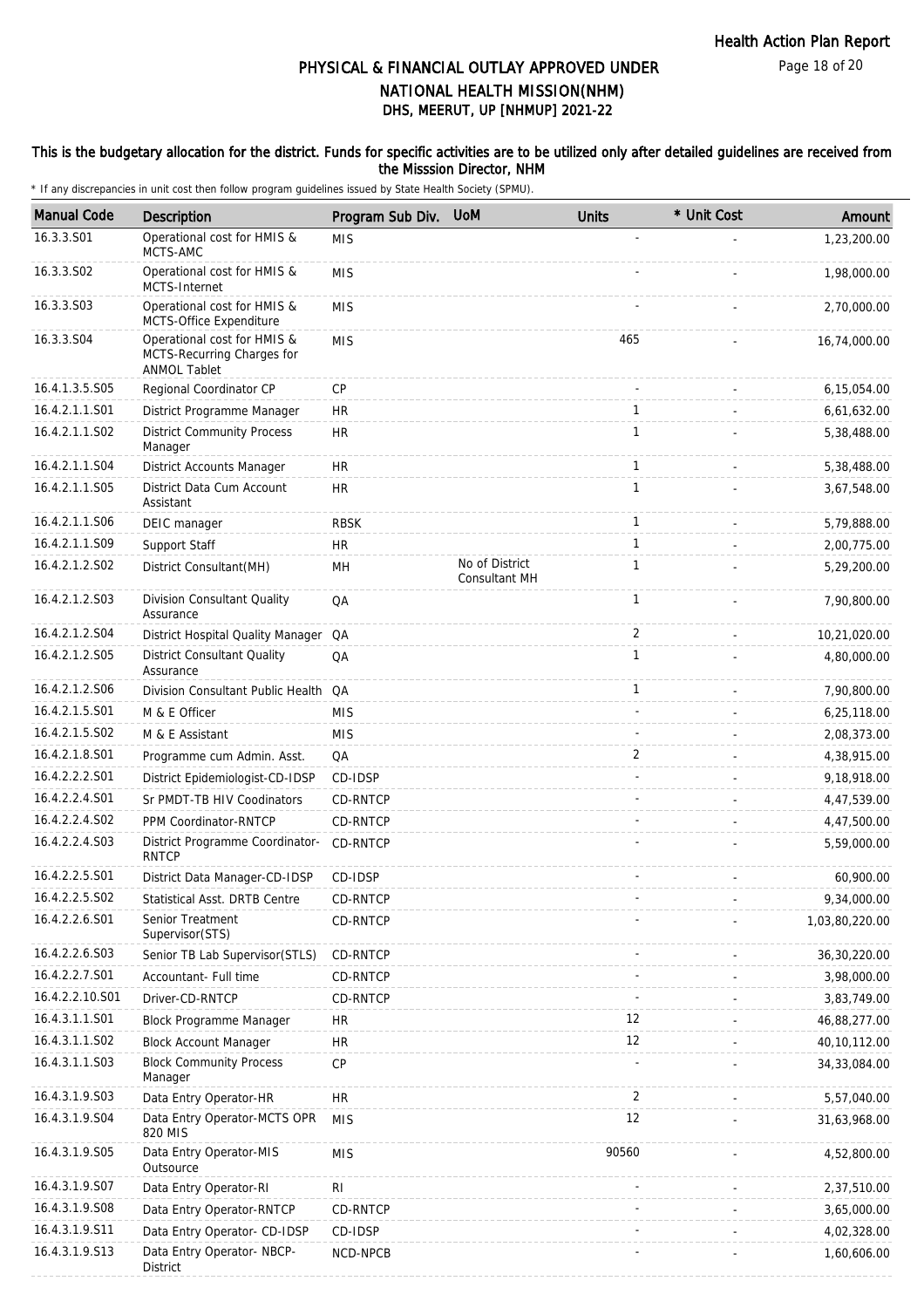# PHYSICAL & FINANCIAL OUTLAY APPROVED UNDER NATIONAL HEALTH MISSION(NHM)

## DHS, MEERUT, UP [NHMUP] 2021-22

**This is the budgetary allocation for the district. Funds for specific activities are to be utilized only after detailed guidelines are received from the Misssion Director, NHM**

\* If any discrepancies in unit cost then follow program guidelines issued by State Health Society (SPMU).

| Manual Code | Description | Program Sub Div. | UoM | Units | * Unit Cost | Amount |
|---|---|---|---|---|---|---|
| 16.3.3.S01 | Operational cost for HMIS & MCTS-AMC | MIS | | - | - | 1,23,200.00 |
| 16.3.3.S02 | Operational cost for HMIS & MCTS-Internet | MIS | | - | - | 1,98,000.00 |
| 16.3.3.S03 | Operational cost for HMIS & MCTS-Office Expenditure | MIS | | - | - | 2,70,000.00 |
| 16.3.3.S04 | Operational cost for HMIS & MCTS-Recurring Charges for ANMOL Tablet | MIS | | 465 | - | 16,74,000.00 |
| 16.4.1.3.5.S05 | Regional Coordinator CP | CP | | - | - | 6,15,054.00 |
| 16.4.2.1.1.S01 | District Programme Manager | HR | | 1 | - | 6,61,632.00 |
| 16.4.2.1.1.S02 | District Community Process Manager | HR | | 1 | - | 5,38,488.00 |
| 16.4.2.1.1.S04 | District Accounts Manager | HR | | 1 | - | 5,38,488.00 |
| 16.4.2.1.1.S05 | District Data Cum Account Assistant | HR | | 1 | - | 3,67,548.00 |
| 16.4.2.1.1.S06 | DEIC manager | RBSK | | 1 | - | 5,79,888.00 |
| 16.4.2.1.1.S09 | Support Staff | HR | | 1 | - | 2,00,775.00 |
| 16.4.2.1.2.S02 | District Consultant(MH) | MH | No of District Consultant MH | 1 | - | 5,29,200.00 |
| 16.4.2.1.2.S03 | Division Consultant Quality Assurance | QA | | 1 | - | 7,90,800.00 |
| 16.4.2.1.2.S04 | District Hospital Quality Manager | QA | | 2 | - | 10,21,020.00 |
| 16.4.2.1.2.S05 | District Consultant Quality Assurance | QA | | 1 | - | 4,80,000.00 |
| 16.4.2.1.2.S06 | Division Consultant Public Health | QA | | 1 | - | 7,90,800.00 |
| 16.4.2.1.5.S01 | M & E Officer | MIS | | - | - | 6,25,118.00 |
| 16.4.2.1.5.S02 | M & E Assistant | MIS | | - | - | 2,08,373.00 |
| 16.4.2.1.8.S01 | Programme cum Admin. Asst. | QA | | 2 | - | 4,38,915.00 |
| 16.4.2.2.2.S01 | District Epidemiologist-CD-IDSP | CD-IDSP | | - | - | 9,18,918.00 |
| 16.4.2.2.4.S01 | Sr PMDT-TB HIV Coodinators | CD-RNTCP | | - | - | 4,47,539.00 |
| 16.4.2.2.4.S02 | PPM Coordinator-RNTCP | CD-RNTCP | | - | - | 4,47,500.00 |
| 16.4.2.2.4.S03 | District Programme Coordinator-RNTCP | CD-RNTCP | | - | - | 5,59,000.00 |
| 16.4.2.2.5.S01 | District Data Manager-CD-IDSP | CD-IDSP | | - | - | 60,900.00 |
| 16.4.2.2.5.S02 | Statistical Asst. DRTB Centre | CD-RNTCP | | - | - | 9,34,000.00 |
| 16.4.2.2.6.S01 | Senior Treatment Supervisor(STS) | CD-RNTCP | | - | - | 1,03,80,220.00 |
| 16.4.2.2.6.S03 | Senior TB Lab Supervisor(STLS) | CD-RNTCP | | - | - | 36,30,220.00 |
| 16.4.2.2.7.S01 | Accountant- Full time | CD-RNTCP | | - | - | 3,98,000.00 |
| 16.4.2.2.10.S01 | Driver-CD-RNTCP | CD-RNTCP | | - | - | 3,83,749.00 |
| 16.4.3.1.1.S01 | Block Programme Manager | HR | | 12 | - | 46,88,277.00 |
| 16.4.3.1.1.S02 | Block Account Manager | HR | | 12 | - | 40,10,112.00 |
| 16.4.3.1.1.S03 | Block Community Process Manager | CP | | - | - | 34,33,084.00 |
| 16.4.3.1.9.S03 | Data Entry Operator-HR | HR | | 2 | - | 5,57,040.00 |
| 16.4.3.1.9.S04 | Data Entry Operator-MCTS OPR 820 MIS | MIS | | 12 | - | 31,63,968.00 |
| 16.4.3.1.9.S05 | Data Entry Operator-MIS Outsource | MIS | | 90560 | - | 4,52,800.00 |
| 16.4.3.1.9.S07 | Data Entry Operator-RI | RI | | - | - | 2,37,510.00 |
| 16.4.3.1.9.S08 | Data Entry Operator-RNTCP | CD-RNTCP | | - | - | 3,65,000.00 |
| 16.4.3.1.9.S11 | Data Entry Operator- CD-IDSP | CD-IDSP | | - | - | 4,02,328.00 |
| 16.4.3.1.9.S13 | Data Entry Operator- NBCP-District | NCD-NPCB | | - | - | 1,60,606.00 |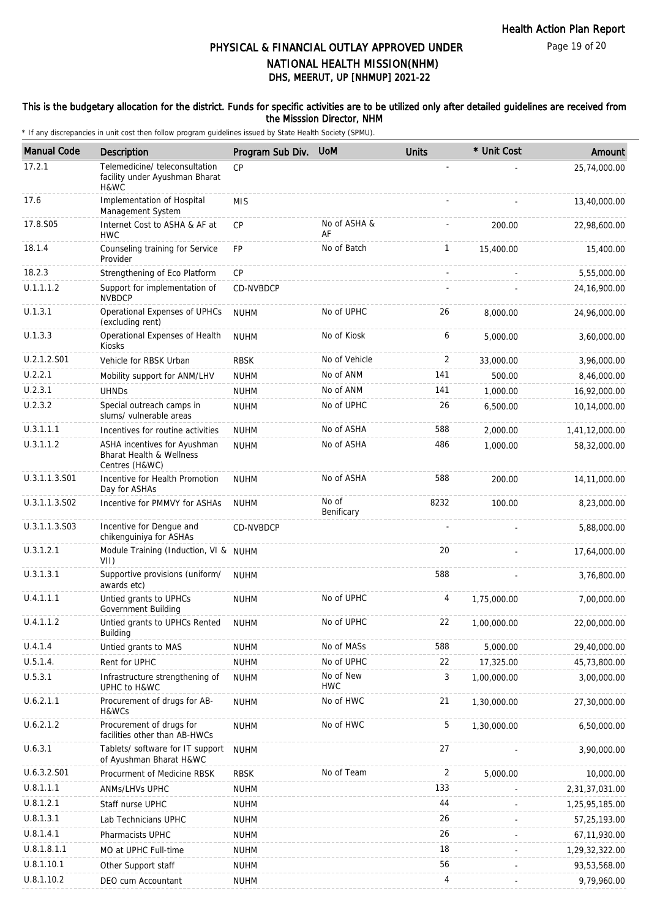# PHYSICAL & FINANCIAL OUTLAY APPROVED UNDER NATIONAL HEALTH MISSION(NHM)

## DHS, MEERUT, UP [NHMUP] 2021-22

### This is the budgetary allocation for the district. Funds for specific activities are to be utilized only after detailed guidelines are received from the Misssion Director, NHM

\* If any discrepancies in unit cost then follow program guidelines issued by State Health Society (SPMU).

| Manual Code | Description | Program Sub Div. | UoM | Units | * Unit Cost | Amount |
|---|---|---|---|---|---|---|
| 17.2.1 | Telemedicine/ teleconsultation facility under Ayushman Bharat H&WC | CP | | - | - | 25,74,000.00 |
| 17.6 | Implementation of Hospital Management System | MIS | | - | - | 13,40,000.00 |
| 17.8.S05 | Internet Cost to ASHA & AF at HWC | CP | No of ASHA & AF | - | 200.00 | 22,98,600.00 |
| 18.1.4 | Counseling training for Service Provider | FP | No of Batch | 1 | 15,400.00 | 15,400.00 |
| 18.2.3 | Strengthening of Eco Platform | CP | | - | - | 5,55,000.00 |
| U.1.1.1.2 | Support for implementation of NVBDCP | CD-NVBDCP | | - | - | 24,16,900.00 |
| U.1.3.1 | Operational Expenses of UPHCs (excluding rent) | NUHM | No of UPHC | 26 | 8,000.00 | 24,96,000.00 |
| U.1.3.3 | Operational Expenses of Health Kiosks | NUHM | No of Kiosk | 6 | 5,000.00 | 3,60,000.00 |
| U.2.1.2.S01 | Vehicle for RBSK Urban | RBSK | No of Vehicle | 2 | 33,000.00 | 3,96,000.00 |
| U.2.2.1 | Mobility support for ANM/LHV | NUHM | No of ANM | 141 | 500.00 | 8,46,000.00 |
| U.2.3.1 | UHNDs | NUHM | No of ANM | 141 | 1,000.00 | 16,92,000.00 |
| U.2.3.2 | Special outreach camps in slums/ vulnerable areas | NUHM | No of UPHC | 26 | 6,500.00 | 10,14,000.00 |
| U.3.1.1.1 | Incentives for routine activities | NUHM | No of ASHA | 588 | 2,000.00 | 1,41,12,000.00 |
| U.3.1.1.2 | ASHA incentives for Ayushman Bharat Health & Wellness Centres (H&WC) | NUHM | No of ASHA | 486 | 1,000.00 | 58,32,000.00 |
| U.3.1.1.3.S01 | Incentive for Health Promotion Day for ASHAs | NUHM | No of ASHA | 588 | 200.00 | 14,11,000.00 |
| U.3.1.1.3.S02 | Incentive for PMMVY for ASHAs | NUHM | No of Benificary | 8232 | 100.00 | 8,23,000.00 |
| U.3.1.1.3.S03 | Incentive for Dengue and chikenguiniya for ASHAs | CD-NVBDCP | | - | - | 5,88,000.00 |
| U.3.1.2.1 | Module Training (Induction, VI & VII) | NUHM | | 20 | - | 17,64,000.00 |
| U.3.1.3.1 | Supportive provisions (uniform/ awards etc) | NUHM | | 588 | - | 3,76,800.00 |
| U.4.1.1.1 | Untied grants to UPHCs Government Building | NUHM | No of UPHC | 4 | 1,75,000.00 | 7,00,000.00 |
| U.4.1.1.2 | Untied grants to UPHCs Rented Building | NUHM | No of UPHC | 22 | 1,00,000.00 | 22,00,000.00 |
| U.4.1.4 | Untied grants to MAS | NUHM | No of MASs | 588 | 5,000.00 | 29,40,000.00 |
| U.5.1.4. | Rent for UPHC | NUHM | No of UPHC | 22 | 17,325.00 | 45,73,800.00 |
| U.5.3.1 | Infrastructure strengthening of UPHC to H&WC | NUHM | No of New HWC | 3 | 1,00,000.00 | 3,00,000.00 |
| U.6.2.1.1 | Procurement of drugs for AB-H&WCs | NUHM | No of HWC | 21 | 1,30,000.00 | 27,30,000.00 |
| U.6.2.1.2 | Procurement of drugs for facilities other than AB-HWCs | NUHM | No of HWC | 5 | 1,30,000.00 | 6,50,000.00 |
| U.6.3.1 | Tablets/ software for IT support of Ayushman Bharat H&WC | NUHM | | 27 | - | 3,90,000.00 |
| U.6.3.2.S01 | Procurment of Medicine RBSK | RBSK | No of Team | 2 | 5,000.00 | 10,000.00 |
| U.8.1.1.1 | ANMs/LHVs UPHC | NUHM | | 133 | - | 2,31,37,031.00 |
| U.8.1.2.1 | Staff nurse UPHC | NUHM | | 44 | - | 1,25,95,185.00 |
| U.8.1.3.1 | Lab Technicians UPHC | NUHM | | 26 | - | 57,25,193.00 |
| U.8.1.4.1 | Pharmacists UPHC | NUHM | | 26 | - | 67,11,930.00 |
| U.8.1.8.1.1 | MO at UPHC Full-time | NUHM | | 18 | - | 1,29,32,322.00 |
| U.8.1.10.1 | Other Support staff | NUHM | | 56 | - | 93,53,568.00 |
| U.8.1.10.2 | DEO cum Accountant | NUHM | | 4 | - | 9,79,960.00 |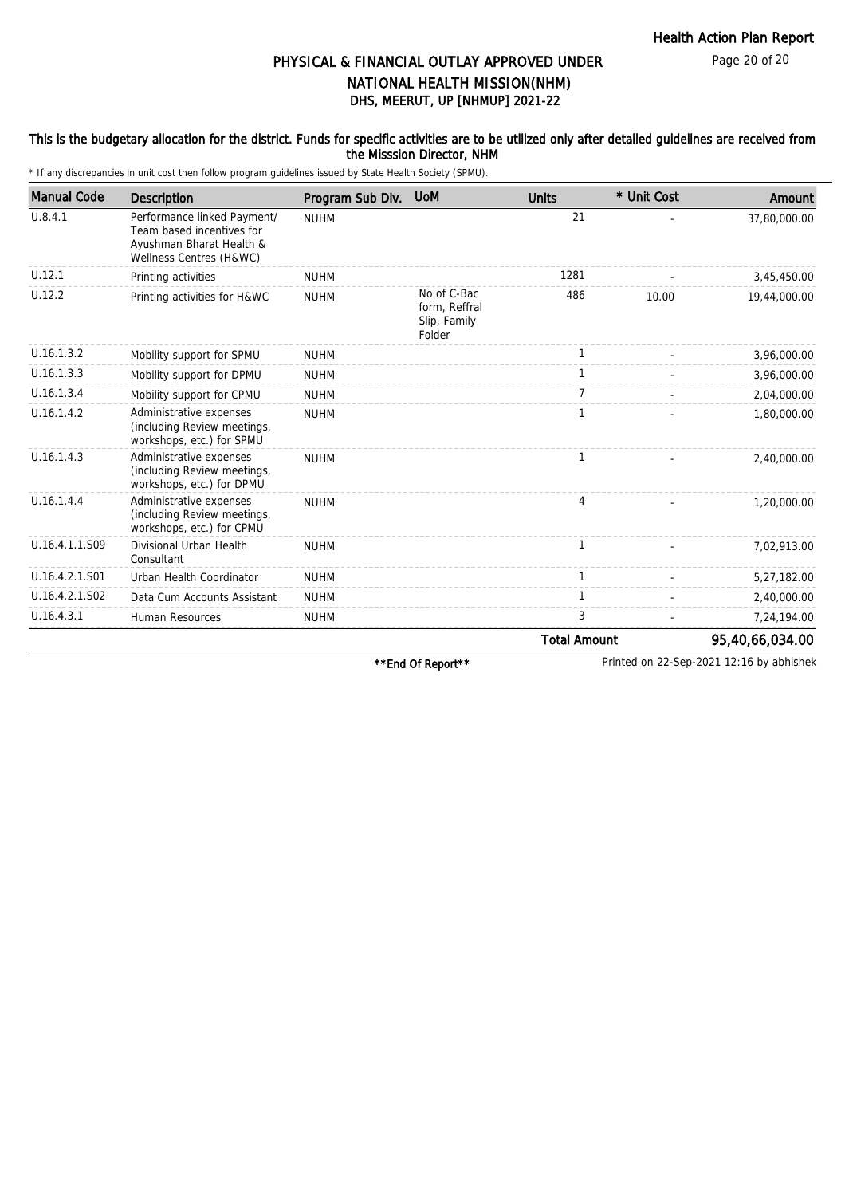# PHYSICAL & FINANCIAL OUTLAY APPROVED UNDER NATIONAL HEALTH MISSION(NHM)

## DHS, MEERUT, UP [NHMUP] 2021-22

**This is the budgetary allocation for the district. Funds for specific activities are to be utilized only after detailed guidelines are received from the Misssion Director, NHM**

* If any discrepancies in unit cost then follow program guidelines issued by State Health Society (SPMU).

| Manual Code | Description | Program Sub Div. | UoM | Units | * Unit Cost | Amount |
|---|---|---|---|---|---|---|
| U.8.4.1 | Performance linked Payment/ Team based incentives for Ayushman Bharat Health & Wellness Centres (H&WC) | NUHM | | 21 | - | 37,80,000.00 |
| U.12.1 | Printing activities | NUHM | | 1281 | - | 3,45,450.00 |
| U.12.2 | Printing activities for H&WC | NUHM | No of C-Bac form, Reffral Slip, Family Folder | 486 | 10.00 | 19,44,000.00 |
| U.16.1.3.2 | Mobility support for SPMU | NUHM | | 1 | - | 3,96,000.00 |
| U.16.1.3.3 | Mobility support for DPMU | NUHM | | 1 | - | 3,96,000.00 |
| U.16.1.3.4 | Mobility support for CPMU | NUHM | | 7 | - | 2,04,000.00 |
| U.16.1.4.2 | Administrative expenses (including Review meetings, workshops, etc.) for SPMU | NUHM | | 1 | - | 1,80,000.00 |
| U.16.1.4.3 | Administrative expenses (including Review meetings, workshops, etc.) for DPMU | NUHM | | 1 | - | 2,40,000.00 |
| U.16.1.4.4 | Administrative expenses (including Review meetings, workshops, etc.) for CPMU | NUHM | | 4 | - | 1,20,000.00 |
| U.16.4.1.1.S09 | Divisional Urban Health Consultant | NUHM | | 1 | - | 7,02,913.00 |
| U.16.4.2.1.S01 | Urban Health Coordinator | NUHM | | 1 | - | 5,27,182.00 |
| U.16.4.2.1.S02 | Data Cum Accounts Assistant | NUHM | | 1 | - | 2,40,000.00 |
| U.16.4.3.1 | Human Resources | NUHM | | 3 | - | 7,24,194.00 |
| | | | | **Total Amount** | | **95,40,66,034.00** |

**\*\*End Of Report\*\***

Printed on 22-Sep-2021 12:16 by abhishek